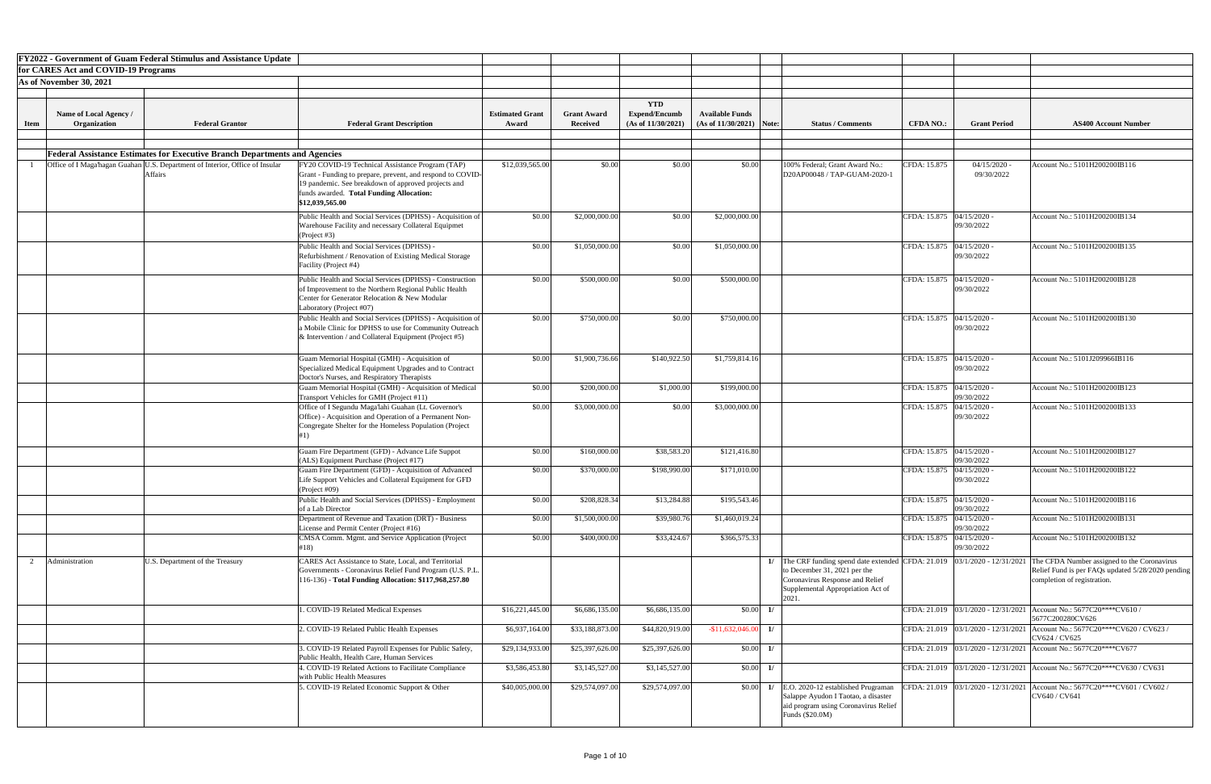**FY2022 - Government of Guam Federal Stimulus and Assistance Update**

**for CARES Act and COVID-19 Programs**

**As of November 30, 2021**

| Item | Name of Local Agency / Organization | Federal Grantor | Federal Grant Description | Estimated Grant Award | Grant Award Received | YTD Expend/Encumb (As of 11/30/2021) | Available Funds (As of 11/30/2021) | Note: | Status / Comments | CFDA NO.: | Grant Period | AS400 Account Number |
|---|---|---|---|---|---|---|---|---|---|---|---|---|
| | **Federal Assistance Estimates for Executive Branch Departments and Agencies** | | | | | | | | | | | |
| 1 | Office of I Maga'hagan Guahan | U.S. Department of Interior, Office of Insular Affairs | FY20 COVID-19 Technical Assistance Program (TAP) Grant - Funding to prepare, prevent, and respond to COVID-19 pandemic. See breakdown of approved projects and funds awarded. **Total Funding Allocation: $12,039,565.00** | $12,039,565.00 | $0.00 | $0.00 | $0.00 | | 100% Federal; Grant Award No.: D20AP00048 / TAP-GUAM-2020-1 | CFDA: 15.875 | 04/15/2020 - 09/30/2022 | Account No.: 5101H200200IB116 |
| | | | Public Health and Social Services (DPHSS) - Acquisition of Warehouse Facility and necessary Collateral Equipmet (Project #3) | $0.00 | $2,000,000.00 | $0.00 | $2,000,000.00 | | | CFDA: 15.875 | 04/15/2020 - 09/30/2022 | Account No.: 5101H200200IB134 |
| | | | Public Health and Social Services (DPHSS) - Refurbishment / Renovation of Existing Medical Storage Facility (Project #4) | $0.00 | $1,050,000.00 | $0.00 | $1,050,000.00 | | | CFDA: 15.875 | 04/15/2020 - 09/30/2022 | Account No.: 5101H200200IB135 |
| | | | Public Health and Social Services (DPHSS) - Construction of Improvement to the Northern Regional Public Health Center for Generator Relocation & New Modular Laboratory (Project #07) | $0.00 | $500,000.00 | $0.00 | $500,000.00 | | | CFDA: 15.875 | 04/15/2020 - 09/30/2022 | Account No.: 5101H200200IB128 |
| | | | Public Health and Social Services (DPHSS) - Acquisition of a Mobile Clinic for DPHSS to use for Community Outreach & Intervention / and Collateral Equipment (Project #5) | $0.00 | $750,000.00 | $0.00 | $750,000.00 | | | CFDA: 15.875 | 04/15/2020 - 09/30/2022 | Account No.: 5101H200200IB130 |
| | | | Guam Memorial Hospital (GMH) - Acquisition of Specialized Medical Equipment Upgrades and to Contract Doctor's Nurses, and Respiratory Therapists | $0.00 | $1,900,736.66 | $140,922.50 | $1,759,814.16 | | | CFDA: 15.875 | 04/15/2020 - 09/30/2022 | Account No.: 5101J209966IB116 |
| | | | Guam Memorial Hospital (GMH) - Acquisition of Medical Transport Vehicles for GMH (Project #11) | $0.00 | $200,000.00 | $1,000.00 | $199,000.00 | | | CFDA: 15.875 | 04/15/2020 - 09/30/2022 | Account No.: 5101H200200IB123 |
| | | | Office of I Segundu Maga'lahi Guahan (Lt. Governor's Office) - Acquisition and Operation of a Permanent Non-Congregate Shelter for the Homeless Population (Project #1) | $0.00 | $3,000,000.00 | $0.00 | $3,000,000.00 | | | CFDA: 15.875 | 04/15/2020 - 09/30/2022 | Account No.: 5101H200200IB133 |
| | | | Guam Fire Department (GFD) - Advance Life Suppot (ALS) Equipment Purchase (Project #17) | $0.00 | $160,000.00 | $38,583.20 | $121,416.80 | | | CFDA: 15.875 | 04/15/2020 - 09/30/2022 | Account No.: 5101H200200IB127 |
| | | | Guam Fire Department (GFD) - Acquisition of Advanced Life Support Vehicles and Collateral Equipment for GFD (Project #09) | $0.00 | $370,000.00 | $198,990.00 | $171,010.00 | | | CFDA: 15.875 | 04/15/2020 - 09/30/2022 | Account No.: 5101H200200IB122 |
| | | | Public Health and Social Services (DPHSS) - Employment of a Lab Director | $0.00 | $208,828.34 | $13,284.88 | $195,543.46 | | | CFDA: 15.875 | 04/15/2020 - 09/30/2022 | Account No.: 5101H200200IB116 |
| | | | Department of Revenue and Taxation (DRT) - Business License and Permit Center (Project #16) | $0.00 | $1,500,000.00 | $39,980.76 | $1,460,019.24 | | | CFDA: 15.875 | 04/15/2020 - 09/30/2022 | Account No.: 5101H200200IB131 |
| | | | CMSA Comm. Mgmt. and Service Application (Project #18) | $0.00 | $400,000.00 | $33,424.67 | $366,575.33 | | | CFDA: 15.875 | 04/15/2020 - 09/30/2022 | Account No.: 5101H200200IB132 |
| 2 | Administration | U.S. Department of the Treasury | CARES Act Assistance to State, Local, and Territorial Governments - Coronavirus Relief Fund Program (U.S. P.L. 116-136) - **Total Funding Allocation: $117,968,257.80** | | | | | 1/ | The CRF funding spend date extended to December 31, 2021 per the Coronavirus Response and Relief Supplemental Appropriation Act of 2021. | CFDA: 21.019 | 03/1/2020 - 12/31/2021 | The CFDA Number assigned to the Coronavirus Relief Fund is per FAQs updated 5/28/2020 pending completion of registration. |
| | | | 1. COVID-19 Related Medical Expenses | $16,221,445.00 | $6,686,135.00 | $6,686,135.00 | $0.00 | 1/ | | CFDA: 21.019 | 03/1/2020 - 12/31/2021 | Account No.: 5677C20****CV610 / 5677C200280CV626 |
| | | | 2. COVID-19 Related Public Health Expenses | $6,937,164.00 | $33,188,873.00 | $44,820,919.00 | -$11,632,046.00 | 1/ | | CFDA: 21.019 | 03/1/2020 - 12/31/2021 | Account No.: 5677C20****CV620 / CV623 / CV624 / CV625 |
| | | | 3. COVID-19 Related Payroll Expenses for Public Safety, Public Health, Health Care, Human Services | $29,134,933.00 | $25,397,626.00 | $25,397,626.00 | $0.00 | 1/ | | CFDA: 21.019 | 03/1/2020 - 12/31/2021 | Account No.: 5677C20****CV677 |
| | | | 4. COVID-19 Related Actions to Facilitate Compliance with Public Health Measures | $3,586,453.80 | $3,145,527.00 | $3,145,527.00 | $0.00 | 1/ | | CFDA: 21.019 | 03/1/2020 - 12/31/2021 | Account No.: 5677C20****CV630 / CV631 |
| | | | 5. COVID-19 Related Economic Support & Other | $40,005,000.00 | $29,574,097.00 | $29,574,097.00 | $0.00 | 1/ | E.O. 2020-12 established Prugraman Salappe Ayudon I Taotao, a disaster aid program using Coronavirus Relief Funds ($20.0M) | CFDA: 21.019 | 03/1/2020 - 12/31/2021 | Account No.: 5677C20****CV601 / CV602 / CV640 / CV641 |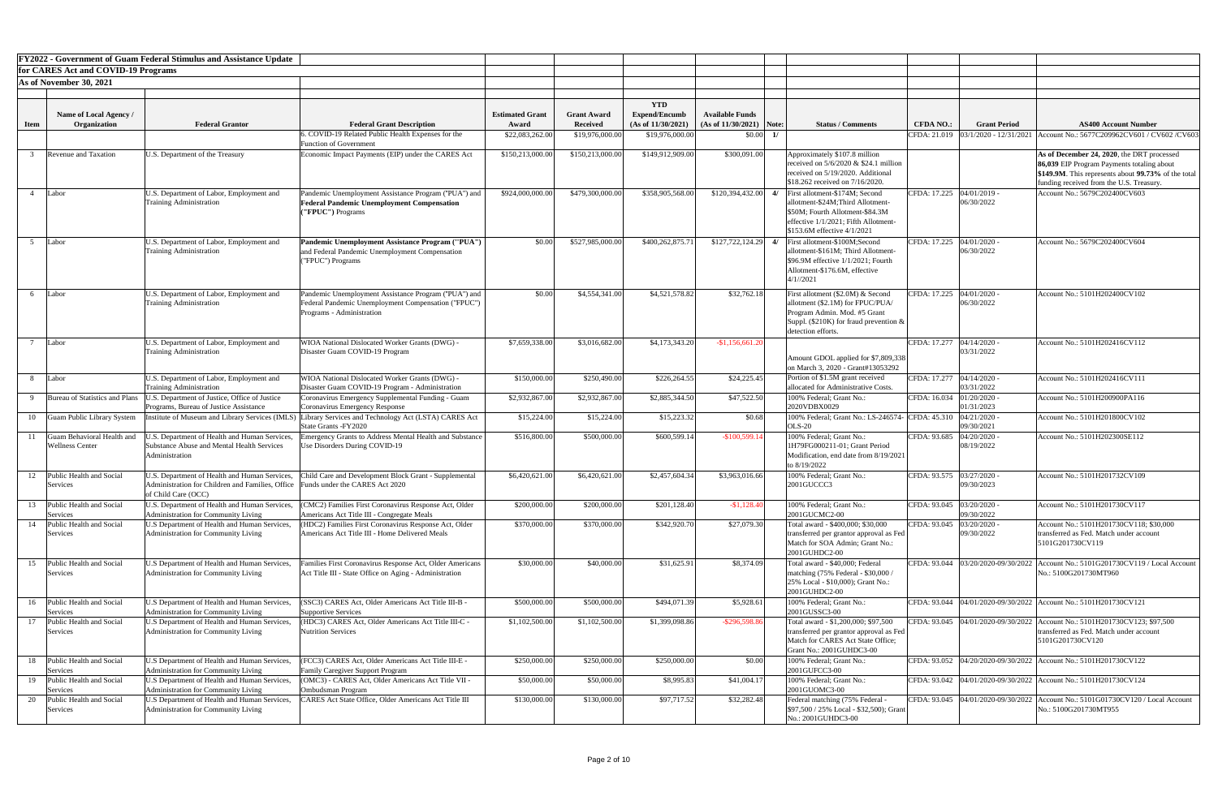**FY2022 - Government of Guam Federal Stimulus and Assistance Update for CARES Act and COVID-19 Programs**

**As of November 30, 2021**

| Item | Name of Local Agency / Organization | Federal Grantor | Federal Grant Description | Estimated Grant Award | Grant Award Received | YTD Expend/Encumb (As of 11/30/2021) | Available Funds (As of 11/30/2021) | Note: | Status / Comments | CFDA NO.: | Grant Period | AS400 Account Number |
|---|---|---|---|---|---|---|---|---|---|---|---|---|
| | | | 6. COVID-19 Related Public Health Expenses for the Function of Government | $22,083,262.00 | $19,976,000.00 | $19,976,000.00 | $0.00 | 1/ | | CFDA: 21.019 | 03/1/2020 - 12/31/2021 | Account No.: 5677C209962CV601 / CV602 /CV603 |
| 3 | Revenue and Taxation | U.S. Department of the Treasury | Economic Impact Payments (EIP) under the CARES Act | $150,213,000.00 | $150,213,000.00 | $149,912,909.00 | $300,091.00 | | Approximately $107.8 million received on 5/6/2020 & $24.1 million received on 5/19/2020. Additional $18.262 received on 7/16/2020. | | | **As of December 24, 2020**, the DRT processed **86,039** EIP Program Payments totaling about **$149.9M**. This represents about **99.73%** of the total funding received from the U.S. Treasury. |
| 4 | Labor | U.S. Department of Labor, Employment and Training Administration | Pandemic Unemployment Assistance Program ("PUA") and **Federal Pandemic Unemployment Compensation ("FPUC")** Programs | $924,000,000.00 | $479,300,000.00 | $358,905,568.00 | $120,394,432.00 | 4/ | First allotment-$174M; Second allotment-$24M;Third Allotment-$50M; Fourth Allotment-$84.3M effective 1/1/2021; Fifth Allotment-$153.6M effective 4/1/2021 | CFDA: 17.225 | 04/01/2019 - 06/30/2022 | Account No.: 5679C202400CV603 |
| 5 | Labor | U.S. Department of Labor, Employment and Training Administration | **Pandemic Unemployment Assistance Program ("PUA")** and Federal Pandemic Unemployment Compensation ("FPUC") Programs | $0.00 | $527,985,000.00 | $400,262,875.71 | $127,722,124.29 | 4/ | First allotment-$100M;Second allotment-$161M; Third Allotment-$96.9M effective 1/1/2021; Fourth Allotment-$176.6M, effective 4/1//2021 | CFDA: 17.225 | 04/01/2020 - 06/30/2022 | Account No.: 5679C202400CV604 |
| 6 | Labor | U.S. Department of Labor, Employment and Training Administration | Pandemic Unemployment Assistance Program ("PUA") and Federal Pandemic Unemployment Compensation ("FPUC") Programs - Administration | $0.00 | $4,554,341.00 | $4,521,578.82 | $32,762.18 | | First allotment ($2.0M) & Second allotment ($2.1M) for FPUC/PUA/ Program Admin. Mod. #5 Grant Suppl. ($210K) for fraud prevention & detection efforts. | CFDA: 17.225 | 04/01/2020 - 06/30/2022 | Account No.: 5101H202400CV102 |
| 7 | Labor | U.S. Department of Labor, Employment and Training Administration | WIOA National Dislocated Worker Grants (DWG) - Disaster Guam COVID-19 Program | $7,659,338.00 | $3,016,682.00 | $4,173,343.20 | -$1,156,661.20 | | Amount GDOL applied for $7,809,338 on March 3, 2020 - Grant#13053292 | CFDA: 17.277 | 04/14/2020 - 03/31/2022 | Account No.: 5101H202416CV112 |
| 8 | Labor | U.S. Department of Labor, Employment and Training Administration | WIOA National Dislocated Worker Grants (DWG) - Disaster Guam COVID-19 Program - Administration | $150,000.00 | $250,490.00 | $226,264.55 | $24,225.45 | | Portion of $1.5M grant received allocated for Administrative Costs. | CFDA: 17.277 | 04/14/2020 - 03/31/2022 | Account No.: 5101H202416CV111 |
| 9 | Bureau of Statistics and Plans | U.S. Department of Justice, Office of Justice Programs, Bureau of Justice Assistance | Coronavirus Emergency Supplemental Funding - Guam Coronavirus Emergency Response | $2,932,867.00 | $2,932,867.00 | $2,885,344.50 | $47,522.50 | | 100% Federal; Grant No.: 2020VDBX0029 | CFDA: 16.034 | 01/20/2020 - 01/31/2023 | Account No.: 5101H200900PA116 |
| 10 | Guam Public Library System | Institute of Museum and Library Services (IMLS) | Library Services and Technology Act (LSTA) CARES Act State Grants -FY2020 | $15,224.00 | $15,224.00 | $15,223.32 | $0.68 | | 100% Federal; Grant No.: LS-246574-OLS-20 | CFDA: 45.310 | 04/21/2020 - 09/30/2021 | Account No.: 5101H201800CV102 |
| 11 | Guam Behavioral Health and Wellness Center | U.S. Department of Health and Human Services, Substance Abuse and Mental Health Services Administration | Emergency Grants to Address Mental Health and Substance Use Disorders During COVID-19 | $516,800.00 | $500,000.00 | $600,599.14 | -$100,599.14 | | 100% Federal; Grant No.: 1H79FG000211-01; Grant Period Modification, end date from 8/19/2021 to 8/19/2022 | CFDA: 93.685 | 04/20/2020 - 08/19/2022 | Account No.: 5101H202300SE112 |
| 12 | Public Health and Social Services | U.S. Department of Health and Human Services, Administration for Children and Families, Office of Child Care (OCC) | Child Care and Development Block Grant - Supplemental Funds under the CARES Act 2020 | $6,420,621.00 | $6,420,621.00 | $2,457,604.34 | $3,963,016.66 | | 100% Federal; Grant No.: 2001GUCCC3 | CFDA: 93.575 | 03/27/2020 - 09/30/2023 | Account No.: 5101H201732CV109 |
| 13 | Public Health and Social Services | U.S. Department of Health and Human Services, Administration for Community Living | (CMC2) Families First Coronavirus Response Act, Older Americans Act Title III - Congregate Meals | $200,000.00 | $200,000.00 | $201,128.40 | -$1,128.40 | | 100% Federal; Grant No.: 2001GUCMC2-00 | CFDA: 93.045 | 03/20/2020 - 09/30/2022 | Account No.: 5101H201730CV117 |
| 14 | Public Health and Social Services | U.S Department of Health and Human Services, Administration for Community Living | (HDC2) Families First Coronavirus Response Act, Older Americans Act Title III - Home Delivered Meals | $370,000.00 | $370,000.00 | $342,920.70 | $27,079.30 | | Total award - $400,000; $30,000 transferred per grantor approval as Fed Match for SOA Admin; Grant No.: 2001GUHDC2-00 | CFDA: 93.045 | 03/20/2020 - 09/30/2022 | Account No.: 5101H201730CV118; $30,000 transferred as Fed. Match under account 5101G201730CV119 |
| 15 | Public Health and Social Services | U.S Department of Health and Human Services, Administration for Community Living | Families First Coronavirus Response Act, Older Americans Act Title III - State Office on Aging - Administration | $30,000.00 | $40,000.00 | $31,625.91 | $8,374.09 | | Total award - $40,000; Federal matching (75% Federal - $30,000 / 25% Local - $10,000); Grant No.: 2001GUHDC2-00 | CFDA: 93.044 | 03/20/2020-09/30/2022 | Account No.: 5101G201730CV119 / Local Account No.: 5100G201730MT960 |
| 16 | Public Health and Social Services | U.S Department of Health and Human Services, Administration for Community Living | (SSC3) CARES Act, Older Americans Act Title III-B - Supportive Services | $500,000.00 | $500,000.00 | $494,071.39 | $5,928.61 | | 100% Federal; Grant No.: 2001GUSSC3-00 | CFDA: 93.044 | 04/01/2020-09/30/2022 | Account No.: 5101H201730CV121 |
| 17 | Public Health and Social Services | U.S Department of Health and Human Services, Administration for Community Living | (HDC3) CARES Act, Older Americans Act Title III-C - Nutrition Services | $1,102,500.00 | $1,102,500.00 | $1,399,098.86 | -$296,598.86 | | Total award - $1,200,000; $97,500 transferred per grantor approval as Fed Match for CARES Act State Office; Grant No.: 2001GUHDC3-00 | CFDA: 93.045 | 04/01/2020-09/30/2022 | Account No.: 5101H201730CV123; $97,500 transferred as Fed. Match under account 5101G201730CV120 |
| 18 | Public Health and Social Services | U.S Department of Health and Human Services, Administration for Community Living | (FCC3) CARES Act, Older Americans Act Title III-E - Family Caregiver Support Program | $250,000.00 | $250,000.00 | $250,000.00 | $0.00 | | 100% Federal; Grant No.: 2001GUFCC3-00 | CFDA: 93.052 | 04/20/2020-09/30/2022 | Account No.: 5101H201730CV122 |
| 19 | Public Health and Social Services | U.S Department of Health and Human Services, Administration for Community Living | (OMC3) - CARES Act, Older Americans Act Title VII - Ombudsman Program | $50,000.00 | $50,000.00 | $8,995.83 | $41,004.17 | | 100% Federal; Grant No.: 2001GUOMC3-00 | CFDA: 93.042 | 04/01/2020-09/30/2022 | Account No.: 5101H201730CV124 |
| 20 | Public Health and Social Services | U.S Department of Health and Human Services, Administration for Community Living | CARES Act State Office, Older Americans Act Title III | $130,000.00 | $130,000.00 | $97,717.52 | $32,282.48 | | Federal matching (75% Federal - $97,500 / 25% Local - $32,500); Grant No.: 2001GUHDC3-00 | CFDA: 93.045 | 04/01/2020-09/30/2022 | Account No.: 5101G01730CV120 / Local Account No.: 5100G201730MT955 |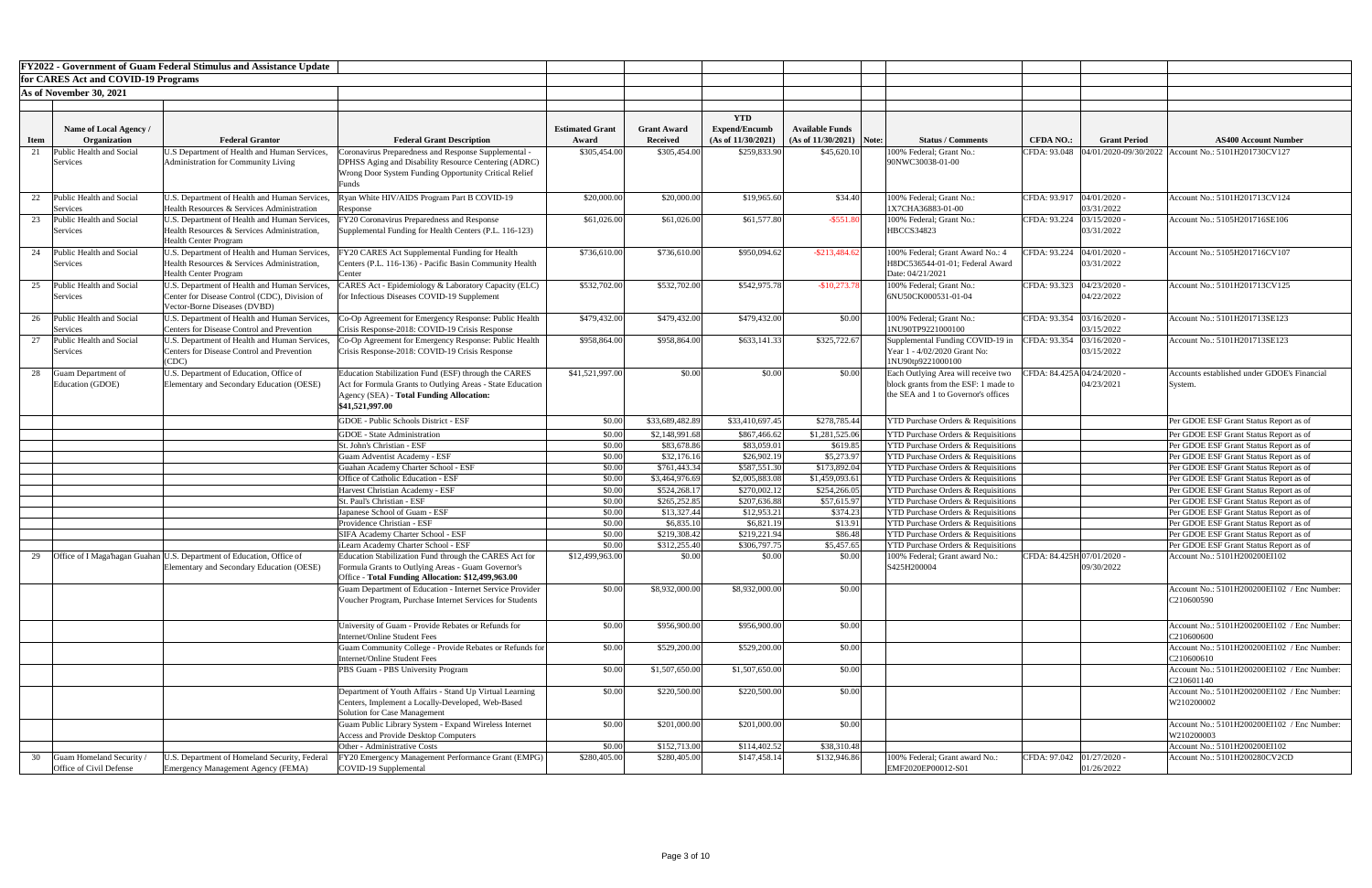**FY2022 - Government of Guam Federal Stimulus and Assistance Update**

**for CARES Act and COVID-19 Programs**

**As of November 30, 2021**

| Item | Name of Local Agency / Organization | Federal Grantor | Federal Grant Description | Estimated Grant Award | Grant Award Received | YTD Expend/Encumb (As of 11/30/2021) | Available Funds (As of 11/30/2021) | Note: | Status / Comments | CFDA NO.: | Grant Period | AS400 Account Number |
|---|---|---|---|---|---|---|---|---|---|---|---|---|
| 21 | Public Health and Social Services | U.S Department of Health and Human Services, Administration for Community Living | Coronavirus Preparedness and Response Supplemental - DPHSS Aging and Disability Resource Centering (ADRC) Wrong Door System Funding Opportunity Critical Relief Funds | $305,454.00 | $305,454.00 | $259,833.90 | $45,620.10 | | 100% Federal; Grant No.: 90NWC30038-01-00 | CFDA: 93.048 | 04/01/2020-09/30/2022 | Account No.: 5101H201730CV127 |
| 22 | Public Health and Social Services | U.S. Department of Health and Human Services, Health Resources & Services Administration | Ryan White HIV/AIDS Program Part B COVID-19 Response | $20,000.00 | $20,000.00 | $19,965.60 | $34.40 | | 100% Federal; Grant No.: 1X7CHA36883-01-00 | CFDA: 93.917 | 04/01/2020 - 03/31/2022 | Account No.: 5101H201713CV124 |
| 23 | Public Health and Social Services | U.S. Department of Health and Human Services, Health Resources & Services Administration, Health Center Program | FY20 Coronavirus Preparedness and Response Supplemental Funding for Health Centers (P.L. 116-123) | $61,026.00 | $61,026.00 | $61,577.80 | -$551.80 | | 100% Federal; Grant No.: HBCCS34823 | CFDA: 93.224 | 03/15/2020 - 03/31/2022 | Account No.: 5105H201716SE106 |
| 24 | Public Health and Social Services | U.S. Department of Health and Human Services, Health Resources & Services Administration, Health Center Program | FY20 CARES Act Supplemental Funding for Health Centers (P.L. 116-136) - Pacific Basin Community Health Center | $736,610.00 | $736,610.00 | $950,094.62 | -$213,484.62 | | 100% Federal; Grant Award No.: 4 H8DC536544-01-01; Federal Award Date: 04/21/2021 | CFDA: 93.224 | 04/01/2020 - 03/31/2022 | Account No.: 5105H201716CV107 |
| 25 | Public Health and Social Services | U.S. Department of Health and Human Services, Center for Disease Control (CDC), Division of Vector-Borne Diseases (DVBD) | CARES Act - Epidemiology & Laboratory Capacity (ELC) for Infectious Diseases COVID-19 Supplement | $532,702.00 | $532,702.00 | $542,975.78 | -$10,273.78 | | 100% Federal; Grant No.: 6NU50CK000531-01-04 | CFDA: 93.323 | 04/23/2020 - 04/22/2022 | Account No.: 5101H201713CV125 |
| 26 | Public Health and Social Services | U.S. Department of Health and Human Services, Centers for Disease Control and Prevention | Co-Op Agreement for Emergency Response: Public Health Crisis Response-2018: COVID-19 Crisis Response | $479,432.00 | $479,432.00 | $479,432.00 | $0.00 | | 100% Federal; Grant No.: 1NU90TP9221000100 | CFDA: 93.354 | 03/16/2020 - 03/15/2022 | Account No.: 5101H201713SE123 |
| 27 | Public Health and Social Services | U.S. Department of Health and Human Services, Centers for Disease Control and Prevention (CDC) | Co-Op Agreement for Emergency Response: Public Health Crisis Response-2018: COVID-19 Crisis Response | $958,864.00 | $958,864.00 | $633,141.33 | $325,722.67 | | Supplemental Funding COVID-19 in Year 1 - 4/02/2020 Grant No: 1NU90tp9221000100 | CFDA: 93.354 | 03/16/2020 - 03/15/2022 | Account No.: 5101H201713SE123 |
| 28 | Guam Department of Education (GDOE) | U.S. Department of Education, Office of Elementary and Secondary Education (OESE) | Education Stabilization Fund (ESF) through the CARES Act for Formula Grants to Outlying Areas - State Education Agency (SEA) - **Total Funding Allocation: $41,521,997.00** | $41,521,997.00 | $0.00 | $0.00 | $0.00 | | Each Outlying Area will receive two block grants from the ESF: 1 made to the SEA and 1 to Governor's offices | CFDA: 84.425A | 04/24/2020 - 04/23/2021 | Accounts established under GDOE's Financial System. |
| | | | GDOE - Public Schools District - ESF | $0.00 | $33,689,482.89 | $33,410,697.45 | $278,785.44 | | YTD Purchase Orders & Requisitions | | | Per GDOE ESF Grant Status Report as of |
| | | | GDOE - State Administration | $0.00 | $2,148,991.68 | $867,466.62 | $1,281,525.06 | | YTD Purchase Orders & Requisitions | | | Per GDOE ESF Grant Status Report as of |
| | | | St. John's Christian - ESF | $0.00 | $83,678.86 | $83,059.01 | $619.85 | | YTD Purchase Orders & Requisitions | | | Per GDOE ESF Grant Status Report as of |
| | | | Guam Adventist Academy - ESF | $0.00 | $32,176.16 | $26,902.19 | $5,273.97 | | YTD Purchase Orders & Requisitions | | | Per GDOE ESF Grant Status Report as of |
| | | | Guahan Academy Charter School - ESF | $0.00 | $761,443.34 | $587,551.30 | $173,892.04 | | YTD Purchase Orders & Requisitions | | | Per GDOE ESF Grant Status Report as of |
| | | | Office of Catholic Education - ESF | $0.00 | $3,464,976.69 | $2,005,883.08 | $1,459,093.61 | | YTD Purchase Orders & Requisitions | | | Per GDOE ESF Grant Status Report as of |
| | | | Harvest Christian Academy - ESF | $0.00 | $524,268.17 | $270,002.12 | $254,266.05 | | YTD Purchase Orders & Requisitions | | | Per GDOE ESF Grant Status Report as of |
| | | | St. Paul's Christian - ESF | $0.00 | $265,252.85 | $207,636.88 | $57,615.97 | | YTD Purchase Orders & Requisitions | | | Per GDOE ESF Grant Status Report as of |
| | | | Japanese School of Guam - ESF | $0.00 | $13,327.44 | $12,953.21 | $374.23 | | YTD Purchase Orders & Requisitions | | | Per GDOE ESF Grant Status Report as of |
| | | | Providence Christian - ESF | $0.00 | $6,835.10 | $6,821.19 | $13.91 | | YTD Purchase Orders & Requisitions | | | Per GDOE ESF Grant Status Report as of |
| | | | SIFA Academy Charter School - ESF | $0.00 | $219,308.42 | $219,221.94 | $86.48 | | YTD Purchase Orders & Requisitions | | | Per GDOE ESF Grant Status Report as of |
| | | | iLearn Academy Charter School - ESF | $0.00 | $312,255.40 | $306,797.75 | $5,457.65 | | YTD Purchase Orders & Requisitions | | | Per GDOE ESF Grant Status Report as of |
| 29 | Office of I Maga'hagan Guahan | U.S. Department of Education, Office of Elementary and Secondary Education (OESE) | Education Stabilization Fund through the CARES Act for Formula Grants to Outlying Areas - Guam Governor's Office - **Total Funding Allocation: $12,499,963.00** | $12,499,963.00 | $0.00 | $0.00 | $0.00 | | 100% Federal; Grant award No.: S425H200004 | CFDA: 84.425H | 07/01/2020 - 09/30/2022 | Account No.: 5101H200200EI102 |
| | | | Guam Department of Education - Internet Service Provider Voucher Program, Purchase Internet Services for Students | $0.00 | $8,932,000.00 | $8,932,000.00 | $0.00 | | | | | Account No.: 5101H200200EI102 / Enc Number: C210600590 |
| | | | University of Guam - Provide Rebates or Refunds for Internet/Online Student Fees | $0.00 | $956,900.00 | $956,900.00 | $0.00 | | | | | Account No.: 5101H200200EI102 / Enc Number: C210600600 |
| | | | Guam Community College - Provide Rebates or Refunds for Internet/Online Student Fees | $0.00 | $529,200.00 | $529,200.00 | $0.00 | | | | | Account No.: 5101H200200EI102 / Enc Number: C210600610 |
| | | | PBS Guam - PBS University Program | $0.00 | $1,507,650.00 | $1,507,650.00 | $0.00 | | | | | Account No.: 5101H200200EI102 / Enc Number: C210601140 |
| | | | Department of Youth Affairs - Stand Up Virtual Learning Centers, Implement a Locally-Developed, Web-Based Solution for Case Management | $0.00 | $220,500.00 | $220,500.00 | $0.00 | | | | | Account No.: 5101H200200EI102 / Enc Number: W210200002 |
| | | | Guam Public Library System - Expand Wireless Internet Access and Provide Desktop Computers | $0.00 | $201,000.00 | $201,000.00 | $0.00 | | | | | Account No.: 5101H200200EI102 / Enc Number: W210200003 |
| | | | Other - Administrative Costs | $0.00 | $152,713.00 | $114,402.52 | $38,310.48 | | | | | Account No.: 5101H200200EI102 |
| 30 | Guam Homeland Security / Office of Civil Defense | U.S. Department of Homeland Security, Federal Emergency Management Agency (FEMA) | FY20 Emergency Management Performance Grant (EMPG) COVID-19 Supplemental | $280,405.00 | $280,405.00 | $147,458.14 | $132,946.86 | | 100% Federal; Grant award No.: EMF2020EP00012-S01 | CFDA: 97.042 | 01/27/2020 - 01/26/2022 | Account No.: 5101H200280CV2CD |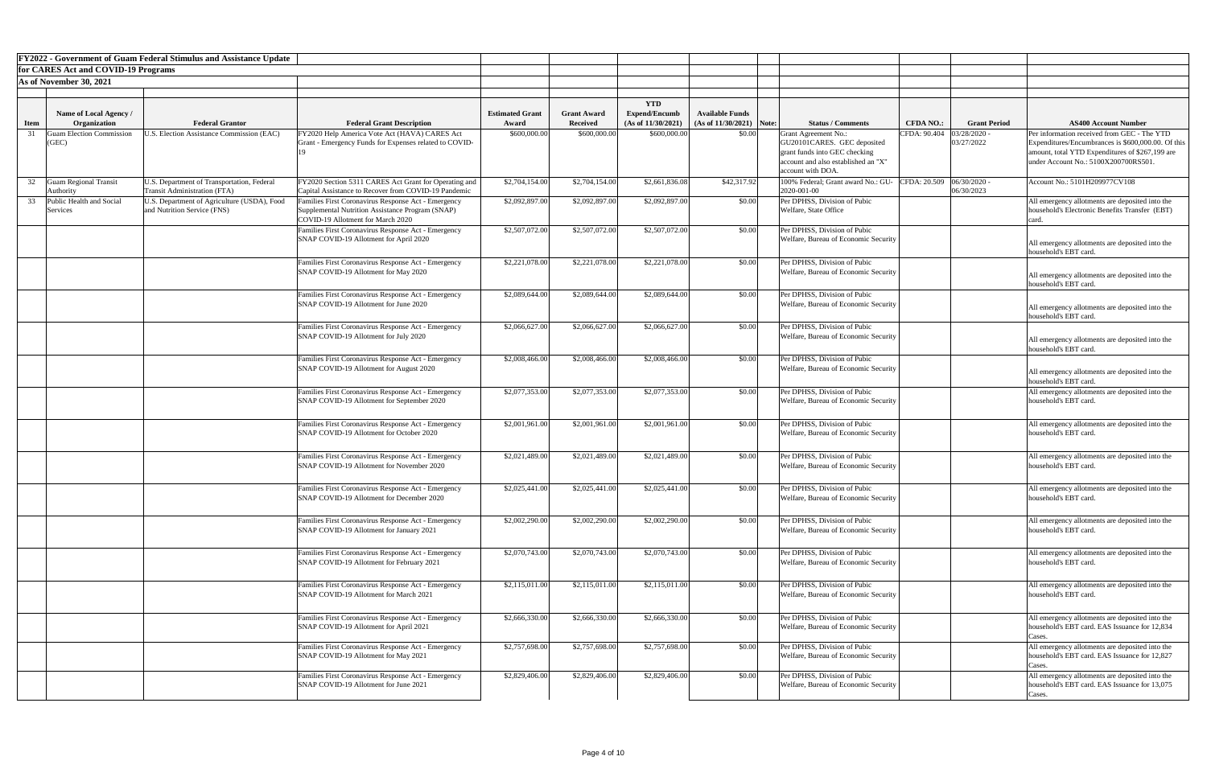**FY2022 - Government of Guam Federal Stimulus and Assistance Update**
**for CARES Act and COVID-19 Programs**
**As of November 30, 2021**

| Item | Name of Local Agency / Organization | Federal Grantor | Federal Grant Description | Estimated Grant Award | Grant Award Received | YTD Expend/Encumb (As of 11/30/2021) | Available Funds (As of 11/30/2021) | Note: | Status / Comments | CFDA NO.: | Grant Period | AS400 Account Number |
|---|---|---|---|---|---|---|---|---|---|---|---|---|
| 31 | Guam Election Commission (GEC) | U.S. Election Assistance Commission (EAC) | FY2020 Help America Vote Act (HAVA) CARES Act Grant - Emergency Funds for Expenses related to COVID-19 | $600,000.00 | $600,000.00 | $600,000.00 | $0.00 | | Grant Agreement No.: GU20101CARES. GEC deposited grant funds into GEC checking account and also established an "X" account with DOA. | CFDA: 90.404 | 03/28/2020 - 03/27/2022 | Per information received from GEC - The YTD Expenditures/Encumbrances is $600,000.00. Of this amount, total YTD Expenditures of $267,199 are under Account No.: 5100X200700RS501. |
| 32 | Guam Regional Transit Authority | U.S. Department of Transportation, Federal Transit Administration (FTA) | FY2020 Section 5311 CARES Act Grant for Operating and Capital Assistance to Recover from COVID-19 Pandemic | $2,704,154.00 | $2,704,154.00 | $2,661,836.08 | $42,317.92 | | 100% Federal; Grant award No.: GU-2020-001-00 | CFDA: 20.509 | 06/30/2020 - 06/30/2023 | Account No.: 5101H209977CV108 |
| 33 | Public Health and Social Services | U.S. Department of Agriculture (USDA), Food and Nutrition Service (FNS) | Families First Coronavirus Response Act - Emergency Supplemental Nutrition Assistance Program (SNAP) COVID-19 Allotment for March 2020 | $2,092,897.00 | $2,092,897.00 | $2,092,897.00 | $0.00 | | Per DPHSS, Division of Pubic Welfare, State Office | | | All emergency allotments are deposited into the household's Electronic Benefits Transfer (EBT) card. |
| | | | Families First Coronavirus Response Act - Emergency SNAP COVID-19 Allotment for April 2020 | $2,507,072.00 | $2,507,072.00 | $2,507,072.00 | $0.00 | | Per DPHSS, Division of Pubic Welfare, Bureau of Economic Security | | | All emergency allotments are deposited into the household's EBT card. |
| | | | Families First Coronavirus Response Act - Emergency SNAP COVID-19 Allotment for May 2020 | $2,221,078.00 | $2,221,078.00 | $2,221,078.00 | $0.00 | | Per DPHSS, Division of Pubic Welfare, Bureau of Economic Security | | | All emergency allotments are deposited into the household's EBT card. |
| | | | Families First Coronavirus Response Act - Emergency SNAP COVID-19 Allotment for June 2020 | $2,089,644.00 | $2,089,644.00 | $2,089,644.00 | $0.00 | | Per DPHSS, Division of Pubic Welfare, Bureau of Economic Security | | | All emergency allotments are deposited into the household's EBT card. |
| | | | Families First Coronavirus Response Act - Emergency SNAP COVID-19 Allotment for July 2020 | $2,066,627.00 | $2,066,627.00 | $2,066,627.00 | $0.00 | | Per DPHSS, Division of Pubic Welfare, Bureau of Economic Security | | | All emergency allotments are deposited into the household's EBT card. |
| | | | Families First Coronavirus Response Act - Emergency SNAP COVID-19 Allotment for August 2020 | $2,008,466.00 | $2,008,466.00 | $2,008,466.00 | $0.00 | | Per DPHSS, Division of Pubic Welfare, Bureau of Economic Security | | | All emergency allotments are deposited into the household's EBT card. |
| | | | Families First Coronavirus Response Act - Emergency SNAP COVID-19 Allotment for September 2020 | $2,077,353.00 | $2,077,353.00 | $2,077,353.00 | $0.00 | | Per DPHSS, Division of Pubic Welfare, Bureau of Economic Security | | | All emergency allotments are deposited into the household's EBT card. |
| | | | Families First Coronavirus Response Act - Emergency SNAP COVID-19 Allotment for October 2020 | $2,001,961.00 | $2,001,961.00 | $2,001,961.00 | $0.00 | | Per DPHSS, Division of Pubic Welfare, Bureau of Economic Security | | | All emergency allotments are deposited into the household's EBT card. |
| | | | Families First Coronavirus Response Act - Emergency SNAP COVID-19 Allotment for November 2020 | $2,021,489.00 | $2,021,489.00 | $2,021,489.00 | $0.00 | | Per DPHSS, Division of Pubic Welfare, Bureau of Economic Security | | | All emergency allotments are deposited into the household's EBT card. |
| | | | Families First Coronavirus Response Act - Emergency SNAP COVID-19 Allotment for December 2020 | $2,025,441.00 | $2,025,441.00 | $2,025,441.00 | $0.00 | | Per DPHSS, Division of Pubic Welfare, Bureau of Economic Security | | | All emergency allotments are deposited into the household's EBT card. |
| | | | Families First Coronavirus Response Act - Emergency SNAP COVID-19 Allotment for January 2021 | $2,002,290.00 | $2,002,290.00 | $2,002,290.00 | $0.00 | | Per DPHSS, Division of Pubic Welfare, Bureau of Economic Security | | | All emergency allotments are deposited into the household's EBT card. |
| | | | Families First Coronavirus Response Act - Emergency SNAP COVID-19 Allotment for February 2021 | $2,070,743.00 | $2,070,743.00 | $2,070,743.00 | $0.00 | | Per DPHSS, Division of Pubic Welfare, Bureau of Economic Security | | | All emergency allotments are deposited into the household's EBT card. |
| | | | Families First Coronavirus Response Act - Emergency SNAP COVID-19 Allotment for March 2021 | $2,115,011.00 | $2,115,011.00 | $2,115,011.00 | $0.00 | | Per DPHSS, Division of Pubic Welfare, Bureau of Economic Security | | | All emergency allotments are deposited into the household's EBT card. |
| | | | Families First Coronavirus Response Act - Emergency SNAP COVID-19 Allotment for April 2021 | $2,666,330.00 | $2,666,330.00 | $2,666,330.00 | $0.00 | | Per DPHSS, Division of Pubic Welfare, Bureau of Economic Security | | | All emergency allotments are deposited into the household's EBT card. EAS Issuance for 12,834 Cases. |
| | | | Families First Coronavirus Response Act - Emergency SNAP COVID-19 Allotment for May 2021 | $2,757,698.00 | $2,757,698.00 | $2,757,698.00 | $0.00 | | Per DPHSS, Division of Pubic Welfare, Bureau of Economic Security | | | All emergency allotments are deposited into the household's EBT card. EAS Issuance for 12,827 Cases. |
| | | | Families First Coronavirus Response Act - Emergency SNAP COVID-19 Allotment for June 2021 | $2,829,406.00 | $2,829,406.00 | $2,829,406.00 | $0.00 | | Per DPHSS, Division of Pubic Welfare, Bureau of Economic Security | | | All emergency allotments are deposited into the household's EBT card. EAS Issuance for 13,075 Cases. |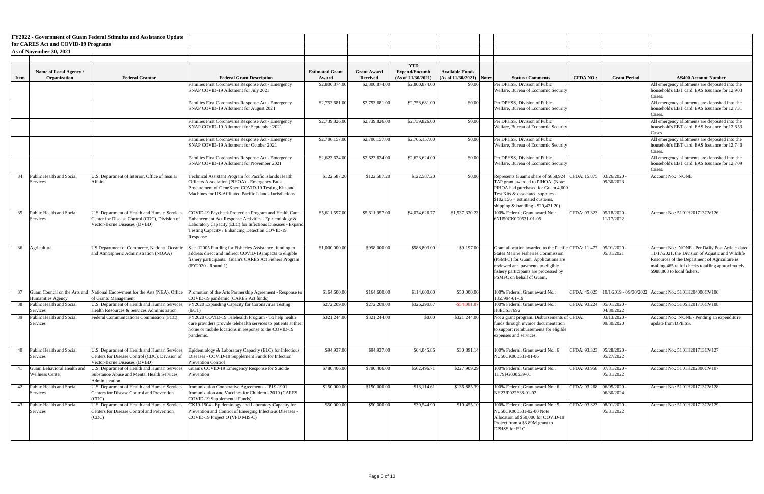**FY2022 - Government of Guam Federal Stimulus and Assistance Update for CARES Act and COVID-19 Programs**

**As of November 30, 2021**

| Item | Name of Local Agency / Organization | Federal Grantor | Federal Grant Description | Estimated Grant Award | Grant Award Received | YTD Expend/Encumb (As of 11/30/2021) | Available Funds (As of 11/30/2021) | Note: | Status / Comments | CFDA NO.: | Grant Period | AS400 Account Number |
|---|---|---|---|---|---|---|---|---|---|---|---|---|
| | | | Families First Coronavirus Response Act - Emergency SNAP COVID-19 Allotment for July 2021 | $2,800,874.00 | $2,800,874.00 | $2,800,874.00 | $0.00 | | Per DPHSS, Division of Pubic Welfare, Bureau of Economic Security | | | All emergency allotments are deposited into the household's EBT card. EAS Issuance for 12,903 Cases. |
| | | | Families First Coronavirus Response Act - Emergency SNAP COVID-19 Allotment for August 2021 | $2,753,681.00 | $2,753,681.00 | $2,753,681.00 | $0.00 | | Per DPHSS, Division of Pubic Welfare, Bureau of Economic Security | | | All emergency allotments are deposited into the household's EBT card. EAS Issuance for 12,731 Cases. |
| | | | Families First Coronavirus Response Act - Emergency SNAP COVID-19 Allotment for September 2021 | $2,739,826.00 | $2,739,826.00 | $2,739,826.00 | $0.00 | | Per DPHSS, Division of Pubic Welfare, Bureau of Economic Security | | | All emergency allotments are deposited into the household's EBT card. EAS Issuance for 12,653 Cases. |
| | | | Families First Coronavirus Response Act - Emergency SNAP COVID-19 Allotment for October 2021 | $2,706,157.00 | $2,706,157.00 | $2,706,157.00 | $0.00 | | Per DPHSS, Division of Pubic Welfare, Bureau of Economic Security | | | All emergency allotments are deposited into the household's EBT card. EAS Issuance for 12,740 Cases. |
| | | | Families First Coronavirus Response Act - Emergency SNAP COVID-19 Allotment for November 2021 | $2,623,624.00 | $2,623,624.00 | $2,623,624.00 | $0.00 | | Per DPHSS, Division of Pubic Welfare, Bureau of Economic Security | | | All emergency allotments are deposited into the household's EBT card. EAS Issuance for 12,709 Cases. |
| 34 | Public Health and Social Services | U.S. Department of Interior, Office of Insular Affairs | Technical Assistant Program for Pacific Islands Health Officers Association (PIHOA) - Emergency Bulk Procurement of GeneXpert COVID-19 Testing Kits and Machines for US-Affiliated Pacific Islands Jurisdictions | $122,587.20 | $122,587.20 | $122,587.20 | $0.00 | | Represents Guam's share of $858,924 TAP grant awarded to PIHOA. (Note: PIHOA had purchased for Guam 4,600 Test Kits & associated supplies - $102,156 + estimated customs, shipping & handling - $20,431.20) | CFDA: 15.875 | 03/26/2020 - 09/30/2023 | Account No.: NONE |
| 35 | Public Health and Social Services | U.S. Department of Health and Human Services, Center for Disease Control (CDC), Division of Vector-Borne Diseases (DVBD) | COVID-19 Paycheck Protection Program and Health Care Enhancement Act Response Activities - Epidemiology & Laboratory Capacity (ELC) for Infectious Diseases - Expand Testing Capacity / Enhancing Detection COVID-19 Response | $5,611,597.00 | $5,611,957.00 | $4,074,626.77 | $1,537,330.23 | | 100% Federal; Grant award No.: 6NU50CK000531-01-05 | CFDA: 93.323 | 05/18/2020 - 11/17/2022 | Account No.: 5101H201713CV126 |
| 36 | Agriculture | US Department of Commerce, National Oceanic and Atmospheric Administration (NOAA) | Sec. 12005 Funding for Fisheries Assistance, funding to address direct and indirect COVID-19 impacts to eligible fishery participants. Guam's CARES Act Fishers Program (FY2020 - Round 1) | $1,000,000.00 | $998,000.00 | $988,803.00 | $9,197.00 | | Grant allocation awarded to the Pacific States Marine Fisheries Commission (PSMFC) for Guam. Applications are reviewed and payments to eligible fishery participants are processed by PSMFC on behalf of Guam. | CFDA: 11.477 | 05/01/2020 - 05/31/2021 | Account No.: NONE - Per Daily Post Article dated 11/17/2021, the Division of Aquatic and Wildlife Resources of the Department of Agriculture is mailing 465 relief checks totalling approximately $988,803 to local fishers. |
| 37 | Guam Council on the Arts and Humanities Agency | National Endowment for the Arts (NEA), Office of Grants Management | Promotion of the Arts Partnership Agreement - Response to COVID-19 pandemic (CARES Act funds) | $164,600.00 | $164,600.00 | $114,600.00 | $50,000.00 | | 100% Federal; Grant award No.: 1855994-61-19 | CFDA: 45.025 | 10/1/2019 - 09/30/2022 | Account No.: 5101H204000CV106 |
| 38 | Public Health and Social Services | U.S. Department of Health and Human Services, Health Resources & Services Administration | FY2020 Expanding Capacity for Coronavirus Testing (ECT) | $272,209.00 | $272,209.00 | $326,290.87 | -$54,081.87 | | 100% Federal; Grant award No.: H8ECS37692 | CFDA: 93.224 | 05/01/2020 - 04/30/2022 | Account No.: 5105H201716CV108 |
| 39 | Public Health and Social Services | Federal Communications Commission (FCC) | FY2020 COVID-19 Telehealth Program - To help health care providers provide telehealth services to patients at their home or mobile locations in response to the COVID-19 pandemic. | $321,244.00 | $321,244.00 | $0.00 | $321,244.00 | | Not a grant program. Disbursements of funds through invoice documentation to support reimbursements for eligible expenses and services. | CFDA: | 03/13/2020 - 09/30/2020 | Account No.: NONE - Pending an expenditure update from DPHSS. |
| 40 | Public Health and Social Services | U.S. Department of Health and Human Services, Centers for Disease Control (CDC), Division of Vector-Borne Diseases (DVBD) | Epidemiology & Laboratory Capacity (ELC) for Infectious Diseases - COVID-19 Supplement Funds for Infection Prevention Control | $94,937.00 | $94,937.00 | $64,045.86 | $30,891.14 | | 100% Federal; Grant award No.: 6 NU50CK000531-01-06 | CFDA: 93.323 | 05/28/2020 - 05/27/2022 | Account No.: 5101H201713CV127 |
| 41 | Guam Behavioral Health and Wellness Center | U.S. Department of Health and Human Services, Substance Abuse and Mental Health Services Administration | Guam's COVID-19 Emergency Response for Suicide Prevention | $780,406.00 | $790,406.00 | $562,496.71 | $227,909.29 | | 100% Federal; Grant award No.: 1H79FG000539-01 | CFDA: 93.958 | 07/31/2020 - 05/31/2022 | Account No.: 5101H202300CV107 |
| 42 | Public Health and Social Services | U.S. Department of Health and Human Services, Centers for Disease Control and Prevention (CDC) | Immunization Cooperative Agreements - IP19-1901 Immunization and Vaccines for Children - 2019 (CARES COVID-19 Supplemental Funds) | $150,000.00 | $150,000.00 | $13,114.61 | $136,885.39 | | 100% Federal; Grant award No.: 6 NH23IP922638-01-02 | CFDA: 93.268 | 06/05/2020 - 06/30/2024 | Account No.: 5101H201713CV128 |
| 43 | Public Health and Social Services | U.S. Department of Health and Human Services, Centers for Disease Control and Prevention (CDC) | CK19-1904 - Epidemiology and Laboratory Capacity for Prevention and Control of Emerging Infectious Diseases - COVID-19 Project O (VPD MIS-C) | $50,000.00 | $50,000.00 | $30,544.90 | $19,455.10 | | 100% Federal; Grant award No.: 5 NU50CK000531-02-00 Note: Allocation of $50,000 for COVID-19 Project from a $3.89M grant to DPHSS for ELC. | CFDA: 93.323 | 08/01/2020 - 05/31/2022 | Account No.: 5101H201713CV129 |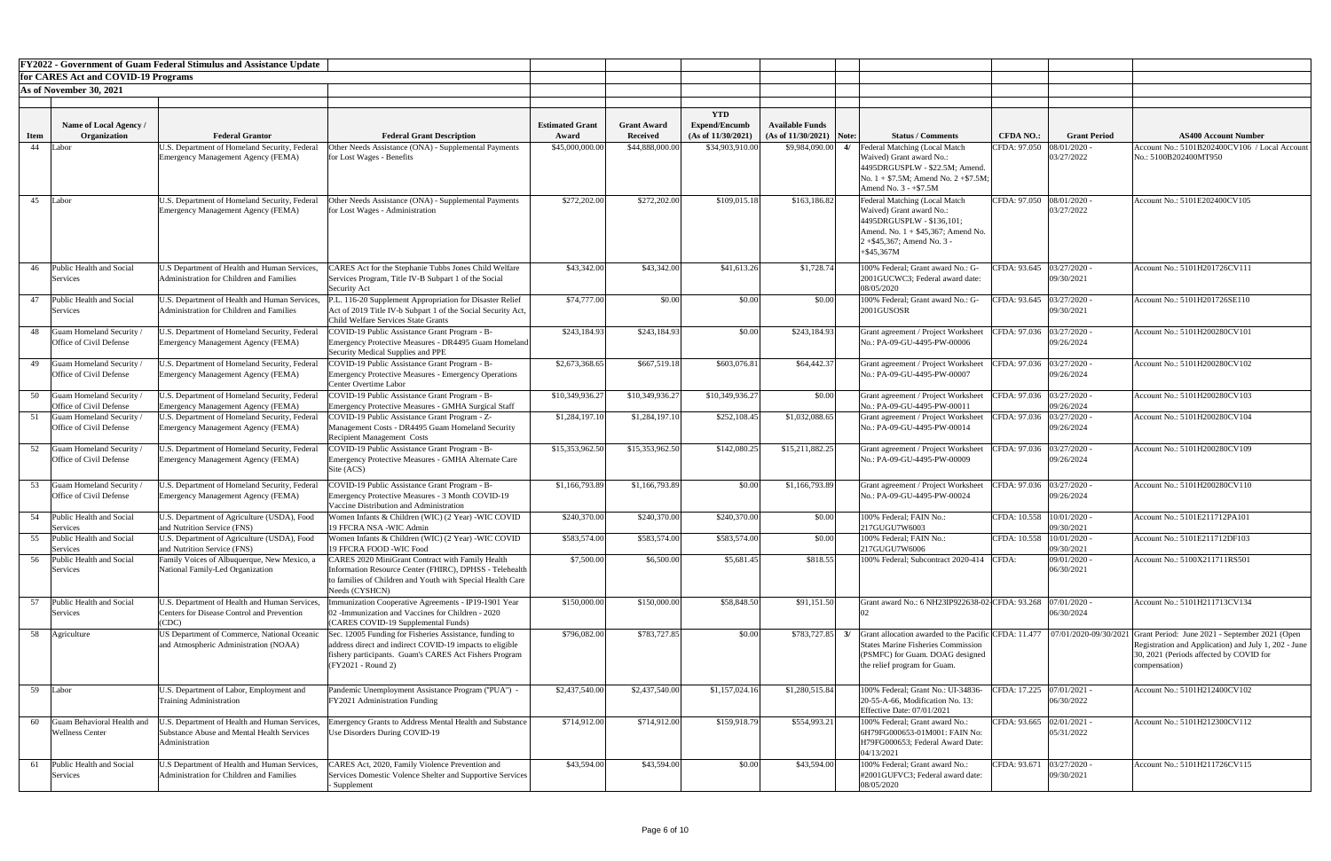**FY2022 - Government of Guam Federal Stimulus and Assistance Update**

**for CARES Act and COVID-19 Programs**

**As of November 30, 2021**

| Item | Name of Local Agency / Organization | Federal Grantor | Federal Grant Description | Estimated Grant Award | Grant Award Received | YTD Expend/Encumb (As of 11/30/2021) | Available Funds (As of 11/30/2021) | Note: | Status / Comments | CFDA NO.: | Grant Period | AS400 Account Number |
|---|---|---|---|---|---|---|---|---|---|---|---|---|
| 44 | Labor | U.S. Department of Homeland Security, Federal Emergency Management Agency (FEMA) | Other Needs Assistance (ONA) - Supplemental Payments for Lost Wages - Benefits | $45,000,000.00 | $44,888,000.00 | $34,903,910.00 | $9,984,090.00 | 4/ | Federal Matching (Local Match Waived) Grant award No.: 4495DRGUSPLW - $22.5M; Amend. No. 1 + $7.5M; Amend No. 2 +$7.5M; Amend No. 3 - +$7.5M | CFDA: 97.050 | 08/01/2020 - 03/27/2022 | Account No.: 5101B202400CV106 / Local Account No.: 5100B202400MT950 |
| 45 | Labor | U.S. Department of Homeland Security, Federal Emergency Management Agency (FEMA) | Other Needs Assistance (ONA) - Supplemental Payments for Lost Wages - Administration | $272,202.00 | $272,202.00 | $109,015.18 | $163,186.82 | | Federal Matching (Local Match Waived) Grant award No.: 4495DRGUSPLW - $136,101; Amend. No. 1 + $45,367; Amend No. 2 +$45,367; Amend No. 3 - +$45,367M | CFDA: 97.050 | 08/01/2020 - 03/27/2022 | Account No.: 5101E202400CV105 |
| 46 | Public Health and Social Services | U.S Department of Health and Human Services, Administration for Children and Families | CARES Act for the Stephanie Tubbs Jones Child Welfare Services Program, Title IV-B Subpart 1 of the Social Security Act | $43,342.00 | $43,342.00 | $41,613.26 | $1,728.74 | | 100% Federal; Grant award No.: G-2001GUCWC3; Federal award date: 08/05/2020 | CFDA: 93.645 | 03/27/2020 - 09/30/2021 | Account No.: 5101H201726CV111 |
| 47 | Public Health and Social Services | U.S. Department of Health and Human Services, Administration for Children and Families | P.L. 116-20 Supplement Appropriation for Disaster Relief Act of 2019 Title IV-b Subpart 1 of the Social Security Act, Child Welfare Services State Grants | $74,777.00 | $0.00 | $0.00 | $0.00 | | 100% Federal; Grant award No.: G-2001GUSOSR | CFDA: 93.645 | 03/27/2020 - 09/30/2021 | Account No.: 5101H201726SE110 |
| 48 | Guam Homeland Security / Office of Civil Defense | U.S. Department of Homeland Security, Federal Emergency Management Agency (FEMA) | COVID-19 Public Assistance Grant Program - B-Emergency Protective Measures - DR4495 Guam Homeland Security Medical Supplies and PPE | $243,184.93 | $243,184.93 | $0.00 | $243,184.93 | | Grant agreement / Project Worksheet No.: PA-09-GU-4495-PW-00006 | CFDA: 97.036 | 03/27/2020 - 09/26/2024 | Account No.: 5101H200280CV101 |
| 49 | Guam Homeland Security / Office of Civil Defense | U.S. Department of Homeland Security, Federal Emergency Management Agency (FEMA) | COVID-19 Public Assistance Grant Program - B-Emergency Protective Measures - Emergency Operations Center Overtime Labor | $2,673,368.65 | $667,519.18 | $603,076.81 | $64,442.37 | | Grant agreement / Project Worksheet No.: PA-09-GU-4495-PW-00007 | CFDA: 97.036 | 03/27/2020 - 09/26/2024 | Account No.: 5101H200280CV102 |
| 50 | Guam Homeland Security / Office of Civil Defense | U.S. Department of Homeland Security, Federal Emergency Management Agency (FEMA) | COVID-19 Public Assistance Grant Program - B-Emergency Protective Measures - GMHA Surgical Staff | $10,349,936.27 | $10,349,936.27 | $10,349,936.27 | $0.00 | | Grant agreement / Project Worksheet No.: PA-09-GU-4495-PW-00011 | CFDA: 97.036 | 03/27/2020 - 09/26/2024 | Account No.: 5101H200280CV103 |
| 51 | Guam Homeland Security / Office of Civil Defense | U.S. Department of Homeland Security, Federal Emergency Management Agency (FEMA) | COVID-19 Public Assistance Grant Program - Z-Management Costs - DR4495 Guam Homeland Security Recipient Management Costs | $1,284,197.10 | $1,284,197.10 | $252,108.45 | $1,032,088.65 | | Grant agreement / Project Worksheet No.: PA-09-GU-4495-PW-00014 | CFDA: 97.036 | 03/27/2020 - 09/26/2024 | Account No.: 5101H200280CV104 |
| 52 | Guam Homeland Security / Office of Civil Defense | U.S. Department of Homeland Security, Federal Emergency Management Agency (FEMA) | COVID-19 Public Assistance Grant Program - B-Emergency Protective Measures - GMHA Alternate Care Site (ACS) | $15,353,962.50 | $15,353,962.50 | $142,080.25 | $15,211,882.25 | | Grant agreement / Project Worksheet No.: PA-09-GU-4495-PW-00009 | CFDA: 97.036 | 03/27/2020 - 09/26/2024 | Account No.: 5101H200280CV109 |
| 53 | Guam Homeland Security / Office of Civil Defense | U.S. Department of Homeland Security, Federal Emergency Management Agency (FEMA) | COVID-19 Public Assistance Grant Program - B-Emergency Protective Measures - 3 Month COVID-19 Vaccine Distribution and Administration | $1,166,793.89 | $1,166,793.89 | $0.00 | $1,166,793.89 | | Grant agreement / Project Worksheet No.: PA-09-GU-4495-PW-00024 | CFDA: 97.036 | 03/27/2020 - 09/26/2024 | Account No.: 5101H200280CV110 |
| 54 | Public Health and Social Services | U.S. Department of Agriculture (USDA), Food and Nutrition Service (FNS) | Women Infants & Children (WIC) (2 Year) -WIC COVID 19 FFCRA NSA -WIC Admin | $240,370.00 | $240,370.00 | $240,370.00 | $0.00 | | 100% Federal; FAIN No.: 217GUGU7W6003 | CFDA: 10.558 | 10/01/2020 - 09/30/2021 | Account No.: 5101E211712PA101 |
| 55 | Public Health and Social Services | U.S. Department of Agriculture (USDA), Food and Nutrition Service (FNS) | Women Infants & Children (WIC) (2 Year) -WIC COVID 19 FFCRA FOOD -WIC Food | $583,574.00 | $583,574.00 | $583,574.00 | $0.00 | | 100% Federal; FAIN No.: 217GUGU7W6006 | CFDA: 10.558 | 10/01/2020 - 09/30/2021 | Account No.: 5101E211712DF103 |
| 56 | Public Health and Social Services | Family Voices of Albuquerque, New Mexico, a National Family-Led Organization | CARES 2020 MiniGrant Contract with Family Health Information Resource Center (FHIRC), DPHSS - Telehealth to families of Children and Youth with Special Health Care Needs (CYSHCN) | $7,500.00 | $6,500.00 | $5,681.45 | $818.55 | | 100% Federal; Subcontract 2020-414 | CFDA: | 09/01/2020 - 06/30/2021 | Account No.: 5100X211711RS501 |
| 57 | Public Health and Social Services | U.S. Department of Health and Human Services, Centers for Disease Control and Prevention (CDC) | Immunization Cooperative Agreements - IP19-1901 Year 02 -Immunization and Vaccines for Children - 2020 (CARES COVID-19 Supplemental Funds) | $150,000.00 | $150,000.00 | $58,848.50 | $91,151.50 | | Grant award No.: 6 NH23IP922638-02-02 | CFDA: 93.268 | 07/01/2020 - 06/30/2024 | Account No.: 5101H211713CV134 |
| 58 | Agriculture | US Department of Commerce, National Oceanic and Atmospheric Administration (NOAA) | Sec. 12005 Funding for Fisheries Assistance, funding to address direct and indirect COVID-19 impacts to eligible fishery participants. Guam's CARES Act Fishers Program (FY2021 - Round 2) | $796,082.00 | $783,727.85 | $0.00 | $783,727.85 | 3/ | Grant allocation awarded to the Pacific States Marine Fisheries Commission (PSMFC) for Guam. DOAG designed the relief program for Guam. | CFDA: 11.477 | 07/01/2020-09/30/2021 | Grant Period: June 2021 - September 2021 (Open Registration and Application) and July 1, 202 - June 30, 2021 (Periods affected by COVID for compensation) |
| 59 | Labor | U.S. Department of Labor, Employment and Training Administration | Pandemic Unemployment Assistance Program ("PUA") - FY2021 Administration Funding | $2,437,540.00 | $2,437,540.00 | $1,157,024.16 | $1,280,515.84 | | 100% Federal; Grant No.: UI-34836-20-55-A-66, Modification No. 13: Effective Date: 07/01/2021 | CFDA: 17.225 | 07/01/2021 - 06/30/2022 | Account No.: 5101H212400CV102 |
| 60 | Guam Behavioral Health and Wellness Center | U.S. Department of Health and Human Services, Substance Abuse and Mental Health Services Administration | Emergency Grants to Address Mental Health and Substance Use Disorders During COVID-19 | $714,912.00 | $714,912.00 | $159,918.79 | $554,993.21 | | 100% Federal; Grant award No.: 6H79FG000653-01M001: FAIN No: H79FG000653; Federal Award Date: 04/13/2021 | CFDA: 93.665 | 02/01/2021 - 05/31/2022 | Account No.: 5101H212300CV112 |
| 61 | Public Health and Social Services | U.S Department of Health and Human Services, Administration for Children and Families | CARES Act, 2020, Family Violence Prevention and Services Domestic Volence Shelter and Supportive Services - Supplement | $43,594.00 | $43,594.00 | $0.00 | $43,594.00 | | 100% Federal; Grant award No.: #2001GUFVC3; Federal award date: 08/05/2020 | CFDA: 93.671 | 03/27/2020 - 09/30/2021 | Account No.: 5101H211726CV115 |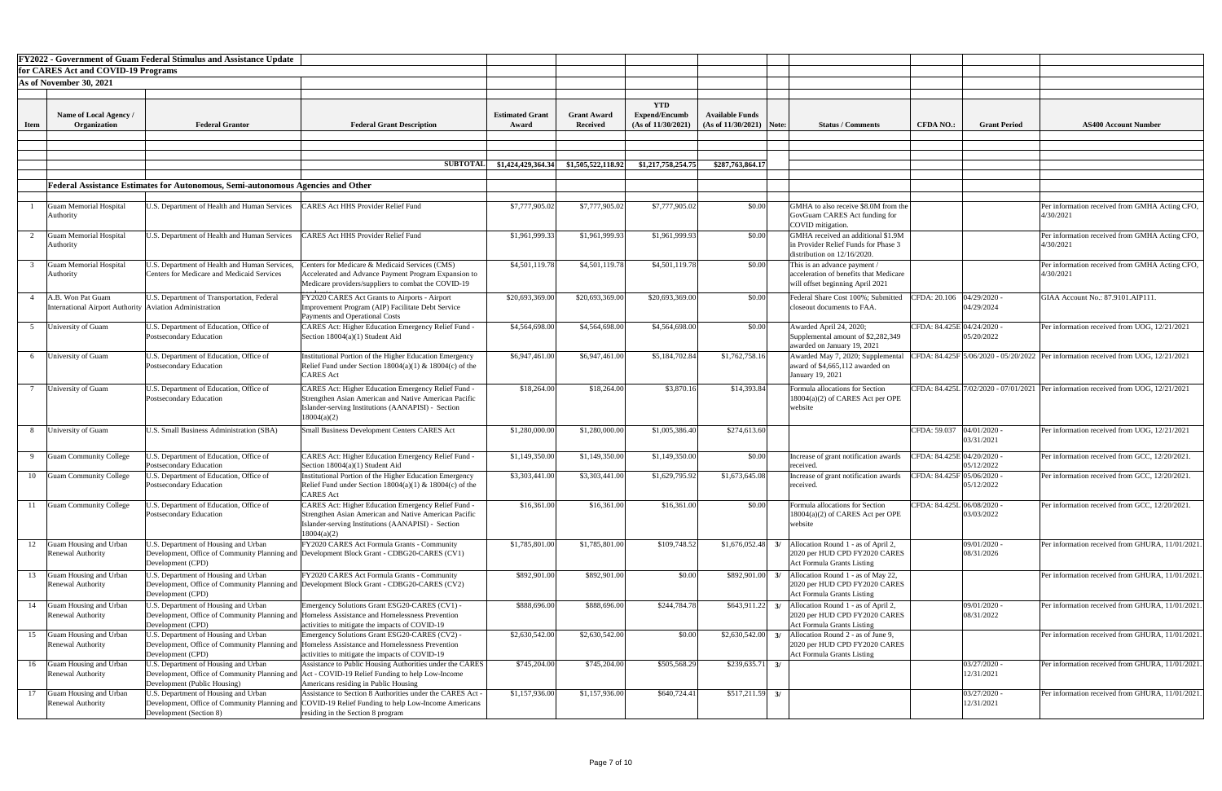**FY2022 - Government of Guam Federal Stimulus and Assistance Update**
**for CARES Act and COVID-19 Programs**
**As of November 30, 2021**

| Item | Name of Local Agency / Organization | Federal Grantor | Federal Grant Description | Estimated Grant Award | Grant Award Received | YTD Expend/Encumb (As of 11/30/2021) | Available Funds (As of 11/30/2021) | Note: | Status / Comments | CFDA NO.: | Grant Period | AS400 Account Number |
|---|---|---|---|---|---|---|---|---|---|---|---|---|
| | | | **SUBTOTAL** | **$1,424,429,364.34** | **$1,505,522,118.92** | **$1,217,758,254.75** | **$287,763,864.17** | | | | | |
| | **Federal Assistance Estimates for Autonomous, Semi-autonomous Agencies and Other** | | | | | | | | | | | |
| 1 | Guam Memorial Hospital Authority | U.S. Department of Health and Human Services | CARES Act HHS Provider Relief Fund | $7,777,905.02 | $7,777,905.02 | $7,777,905.02 | $0.00 | | GMHA to also receive $8.0M from the GovGuam CARES Act funding for COVID mitigation. | | | Per information received from GMHA Acting CFO, 4/30/2021 |
| 2 | Guam Memorial Hospital Authority | U.S. Department of Health and Human Services | CARES Act HHS Provider Relief Fund | $1,961,999.33 | $1,961,999.93 | $1,961,999.93 | $0.00 | | GMHA received an additional $1.9M in Provider Relief Funds for Phase 3 distribution on 12/16/2020. | | | Per information received from GMHA Acting CFO, 4/30/2021 |
| 3 | Guam Memorial Hospital Authority | U.S. Department of Health and Human Services, Centers for Medicare and Medicaid Services | Centers for Medicare & Medicaid Services (CMS) Accelerated and Advance Payment Program Expansion to Medicare providers/suppliers to combat the COVID-19 | $4,501,119.78 | $4,501,119.78 | $4,501,119.78 | $0.00 | | This is an advance payment / acceleration of benefits that Medicare will offset beginning April 2021 | | | Per information received from GMHA Acting CFO, 4/30/2021 |
| 4 | A.B. Won Pat Guam International Airport Authority | U.S. Department of Transportation, Federal Aviation Administration | FY2020 CARES Act Grants to Airports - Airport Improvement Program (AIP) Facilitate Debt Service Payments and Operational Costs | $20,693,369.00 | $20,693,369.00 | $20,693,369.00 | $0.00 | | Federal Share Cost 100%; Submitted closeout documents to FAA. | CFDA: 20.106 | 04/29/2020 - 04/29/2024 | GIAA Account No.: 87.9101.AIP111. |
| 5 | University of Guam | U.S. Department of Education, Office of Postsecondary Education | CARES Act: Higher Education Emergency Relief Fund - Section 18004(a)(1) Student Aid | $4,564,698.00 | $4,564,698.00 | $4,564,698.00 | $0.00 | | Awarded April 24, 2020; Supplemental amount of $2,282,349 awarded on January 19, 2021 | CFDA: 84.425E | 04/24/2020 - 05/20/2022 | Per information received from UOG, 12/21/2021 |
| 6 | University of Guam | U.S. Department of Education, Office of Postsecondary Education | Institutional Portion of the Higher Education Emergency Relief Fund under Section 18004(a)(1) & 18004(c) of the CARES Act | $6,947,461.00 | $6,947,461.00 | $5,184,702.84 | $1,762,758.16 | | Awarded May 7, 2020; Supplemental award of $4,665,112 awarded on January 19, 2021 | CFDA: 84.425F | 5/06/2020 - 05/20/2022 | Per information received from UOG, 12/21/2021 |
| 7 | University of Guam | U.S. Department of Education, Office of Postsecondary Education | CARES Act: Higher Education Emergency Relief Fund - Strengthen Asian American and Native American Pacific Islander-serving Institutions (AANAPISI) - Section 18004(a)(2) | $18,264.00 | $18,264.00 | $3,870.16 | $14,393.84 | | Formula allocations for Section 18004(a)(2) of CARES Act per OPE website | CFDA: 84.425L | 7/02/2020 - 07/01/2021 | Per information received from UOG, 12/21/2021 |
| 8 | University of Guam | U.S. Small Business Administration (SBA) | Small Business Development Centers CARES Act | $1,280,000.00 | $1,280,000.00 | $1,005,386.40 | $274,613.60 | | | CFDA: 59.037 | 04/01/2020 - 03/31/2021 | Per information received from UOG, 12/21/2021 |
| 9 | Guam Community College | U.S. Department of Education, Office of Postsecondary Education | CARES Act: Higher Education Emergency Relief Fund - Section 18004(a)(1) Student Aid | $1,149,350.00 | $1,149,350.00 | $1,149,350.00 | $0.00 | | Increase of grant notification awards received. | CFDA: 84.425E | 04/20/2020 - 05/12/2022 | Per information received from GCC, 12/20/2021. |
| 10 | Guam Community College | U.S. Department of Education, Office of Postsecondary Education | Institutional Portion of the Higher Education Emergency Relief Fund under Section 18004(a)(1) & 18004(c) of the CARES Act | $3,303,441.00 | $3,303,441.00 | $1,629,795.92 | $1,673,645.08 | | Increase of grant notification awards received. | CFDA: 84.425F | 05/06/2020 - 05/12/2022 | Per information received from GCC, 12/20/2021. |
| 11 | Guam Community College | U.S. Department of Education, Office of Postsecondary Education | CARES Act: Higher Education Emergency Relief Fund - Strengthen Asian American and Native American Pacific Islander-serving Institutions (AANAPISI) - Section 18004(a)(2) | $16,361.00 | $16,361.00 | $16,361.00 | $0.00 | | Formula allocations for Section 18004(a)(2) of CARES Act per OPE website | CFDA: 84.425L | 06/08/2020 - 03/03/2022 | Per information received from GCC, 12/20/2021. |
| 12 | Guam Housing and Urban Renewal Authority | U.S. Department of Housing and Urban Development, Office of Community Planning and Development (CPD) | FY2020 CARES Act Formula Grants - Community Development Block Grant - CDBG20-CARES (CV1) | $1,785,801.00 | $1,785,801.00 | $109,748.52 | $1,676,052.48 | 3/ | Allocation Round 1 - as of April 2, 2020 per HUD CPD FY2020 CARES Act Formula Grants Listing | | 09/01/2020 - 08/31/2026 | Per information received from GHURA, 11/01/2021. |
| 13 | Guam Housing and Urban Renewal Authority | U.S. Department of Housing and Urban Development, Office of Community Planning and Development (CPD) | FY2020 CARES Act Formula Grants - Community Development Block Grant - CDBG20-CARES (CV2) | $892,901.00 | $892,901.00 | $0.00 | $892,901.00 | 3/ | Allocation Round 1 - as of May 22, 2020 per HUD CPD FY2020 CARES Act Formula Grants Listing | | | Per information received from GHURA, 11/01/2021. |
| 14 | Guam Housing and Urban Renewal Authority | U.S. Department of Housing and Urban Development, Office of Community Planning and Development (CPD) | Emergency Solutions Grant ESG20-CARES (CV1) - Homeless Assistance and Homelessness Prevention activities to mitigate the impacts of COVID-19 | $888,696.00 | $888,696.00 | $244,784.78 | $643,911.22 | 3/ | Allocation Round 1 - as of April 2, 2020 per HUD CPD FY2020 CARES Act Formula Grants Listing | | 09/01/2020 - 08/31/2022 | Per information received from GHURA, 11/01/2021. |
| 15 | Guam Housing and Urban Renewal Authority | U.S. Department of Housing and Urban Development, Office of Community Planning and Development (CPD) | Emergency Solutions Grant ESG20-CARES (CV2) - Homeless Assistance and Homelessness Prevention activities to mitigate the impacts of COVID-19 | $2,630,542.00 | $2,630,542.00 | $0.00 | $2,630,542.00 | 3/ | Allocation Round 2 - as of June 9, 2020 per HUD CPD FY2020 CARES Act Formula Grants Listing | | | Per information received from GHURA, 11/01/2021. |
| 16 | Guam Housing and Urban Renewal Authority | U.S. Department of Housing and Urban Development, Office of Community Planning and Development (Public Housing) | Assistance to Public Housing Authorities under the CARES Act - COVID-19 Relief Funding to help Low-Income Americans residing in Public Housing | $745,204.00 | $745,204.00 | $505,568.29 | $239,635.71 | 3/ | | | 03/27/2020 - 12/31/2021 | Per information received from GHURA, 11/01/2021. |
| 17 | Guam Housing and Urban Renewal Authority | U.S. Department of Housing and Urban Development, Office of Community Planning and Development (Section 8) | Assistance to Section 8 Authorities under the CARES Act - COVID-19 Relief Funding to help Low-Income Americans residing in the Section 8 program | $1,157,936.00 | $1,157,936.00 | $640,724.41 | $517,211.59 | 3/ | | | 03/27/2020 - 12/31/2021 | Per information received from GHURA, 11/01/2021. |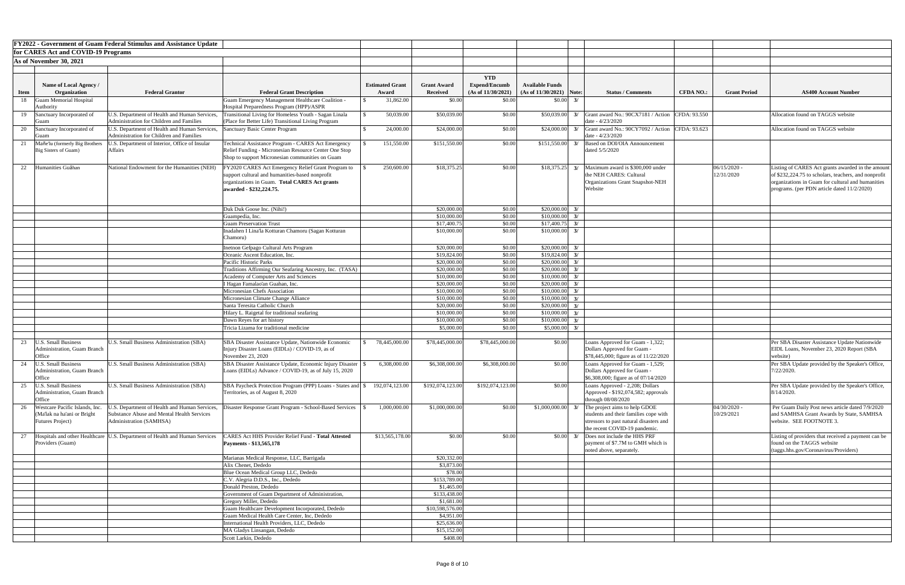**FY2022 - Government of Guam Federal Stimulus and Assistance Update**

**for CARES Act and COVID-19 Programs**

**As of November 30, 2021**

| Item | Name of Local Agency / Organization | Federal Grantor | Federal Grant Description | Estimated Grant Award | Grant Award Received | YTD Expend/Encumb (As of 11/30/2021) | Available Funds (As of 11/30/2021) | Note: | Status / Comments | CFDA NO.: | Grant Period | AS400 Account Number |
|---|---|---|---|---|---|---|---|---|---|---|---|---|
| 18 | Guam Memorial Hospital Authority | | Guam Emergency Management Healthcare Coalition - Hospital Preparedness Program (HPP)/ASPR | $ 31,862.00 | $0.00 | $0.00 | $0.00 | 3/ | | | | |
| 19 | Sanctuary Incorporated of Guam | U.S. Department of Health and Human Services, Administration for Children and Families | Transitional Living for Homeless Youth - Sagan Linala (Place for Better Life) Transitional Living Program | $ 50,039.00 | $50,039.00 | $0.00 | $50,039.00 | 3/ | Grant award No.: 90CX7181 / Action date - 4/23/2020 | CFDA: 93.550 | | Allocation found on TAGGS website |
| 20 | Sanctuary Incorporated of Guam | U.S. Department of Health and Human Services, Administration for Children and Families | Sanctuary Basic Center Program | $ 24,000.00 | $24,000.00 | $0.00 | $24,000.00 | 3/ | Grant award No.: 90CY7092 / Action date - 4/23/2020 | CFDA: 93.623 | | Allocation found on TAGGS website |
| 21 | Mañe'lu (formerly Big Brothers Big Sisters of Guam) | U.S. Department of Interior, Office of Insular Affairs | Technical Assistance Program - CARES Act Emergency Relief Funding - Micronesian Resource Center One Stop Shop to support Micronesian communities on Guam | $ 151,550.00 | $151,550.00 | $0.00 | $151,550.00 | 3/ | Based on DOI/OIA Announcement dated 5/5/2020 | | | |
| 22 | Humanities Guåhan | National Endowment for the Humanities (NEH) | FY2020 CARES Act Emergency Relief Grant Program to support cultural and humanities-based nonprofit organizations in Guam. **Total CARES Act grants awarded - $232,224.75.** | $ 250,600.00 | $18,375.25 | $0.00 | $18,375.25 | 3/ | Maximum award is $300,000 under the NEH CARES: Cultural Organizations Grant Snapshot-NEH Website | | 06/15/2020 - 12/31/2020 | Listing of CARES Act grants awarded in the amount of $232,224.75 to scholars, teachers, and nonprofit organizations in Guam for cultural and humanities programs. (per PDN article dated 11/2/2020) |
| | | | Duk Duk Goose Inc. (Nihi!) | | $20,000.00 | $0.00 | $20,000.00 | 3/ | | | | |
| | | | Guampedia, Inc. | | $10,000.00 | $0.00 | $10,000.00 | 3/ | | | | |
| | | | Guam Preservation Trust | | $17,400.75 | $0.00 | $17,400.75 | 3/ | | | | |
| | | | Inadahen I Lina'la Kotturan Chamoru (Sagan Kotturan Chamoru) | | $10,000.00 | $0.00 | $10,000.00 | 3/ | | | | |
| | | | Inetnon Gefpago Cultural Arts Program | | $20,000.00 | $0.00 | $20,000.00 | 3/ | | | | |
| | | | Oceanic Ascent Education, Inc. | | $19,824.00 | $0.00 | $19,824.00 | 3/ | | | | |
| | | | Pacific Historic Parks | | $20,000.00 | $0.00 | $20,000.00 | 3/ | | | | |
| | | | Traditions Affirming Our Seafaring Ancestry, Inc. (TASA) | | $20,000.00 | $0.00 | $20,000.00 | 3/ | | | | |
| | | | Academy of Computer Arts and Sciences | | $10,000.00 | $0.00 | $10,000.00 | 3/ | | | | |
| | | | I Hagan Famalao'an Guahan, Inc. | | $20,000.00 | $0.00 | $20,000.00 | 3/ | | | | |
| | | | Micronesian Chefs Association | | $10,000.00 | $0.00 | $10,000.00 | 3/ | | | | |
| | | | Micronesian Climate Change Alliance | | $10,000.00 | $0.00 | $10,000.00 | 3/ | | | | |
| | | | Santa Teresita Catholic Church | | $20,000.00 | $0.00 | $20,000.00 | 3/ | | | | |
| | | | Hilary L. Raigetal for traditional seafaring | | $10,000.00 | $0.00 | $10,000.00 | 3/ | | | | |
| | | | Dawn Reyes for art history | | $10,000.00 | $0.00 | $10,000.00 | 3/ | | | | |
| | | | Tricia Lizama for traditional medicine | | $5,000.00 | $0.00 | $5,000.00 | 3/ | | | | |
| 23 | U.S. Small Business Administration, Guam Branch Office | U.S. Small Business Administration (SBA) | SBA Disaster Assistance Update, Nationwide Economic Injury Disaster Loans (EIDLs) / COVID-19, as of November 23, 2020 | $ 78,445,000.00 | $78,445,000.00 | $78,445,000.00 | $0.00 | | Loans Approved for Guam - 1,322; Dollars Approved for Guam - $78,445,000; figure as of 11/22/2020 | | | Per SBA Disaster Assistance Update Nationwide EIDL Loans, November 23, 2020 Report (SBA website) |
| 24 | U.S. Small Business Administration, Guam Branch Office | U.S. Small Business Administration (SBA) | SBA Disaster Assistance Update, Economic Injury Disaster Loans (EIDLs) Advance / COVID-19, as of July 15, 2020 | $ 6,308,000.00 | $6,308,000.00 | $6,308,000.00 | $0.00 | | Loans Approved for Guam - 1,529; Dollars Approved for Guam - $6,308,000; figure as of 07/14/2020 | | | Per SBA Update provided by the Speaker's Office, 7/22/2020. |
| 25 | U.S. Small Business Administration, Guam Branch Office | U.S. Small Business Administration (SBA) | SBA Paycheck Protection Program (PPP) Loans - States and Territories, as of August 8, 2020 | $ 192,074,123.00 | $192,074,123.00 | $192,074,123.00 | $0.00 | | Loans Approved - 2,208; Dollars Approved - $192,074,582; approvals through 08/08/2020 | | | Per SBA Update provided by the Speaker's Office, 8/14/2020. |
| 26 | Westcare Pacific Islands, Inc. (Ma'lak na ha'ani or Bright Futures Project) | U.S. Department of Health and Human Services, Substance Abuse and Mental Health Services Administration (SAMHSA) | Disaster Response Grant Program - School-Based Services | $ 1,000,000.00 | $1,000,000.00 | $0.00 | $1,000,000.00 | 3/ | The project aims to help GDOE students and their families cope with stressors to past natural disasters and the recent COVID-19 pandemic. | | 04/30/2020 - 10/29/2021 | Per Guam Daily Post news article dated 7/9/2020 and SAMHSA Grant Awards by State, SAMHSA website. SEE FOOTNOTE 3. |
| 27 | Hospitals and other Healthcare Providers (Guam) | U.S. Department of Health and Human Services | CARES Act HHS Provider Relief Fund - **Total Attested Payments - $13,565,178** | $13,565,178.00 | $0.00 | $0.00 | $0.00 | 3/ | Does not include the HHS PRF payment of $7.7M to GMH which is noted above, separately. | | | Listing of providers that received a payment can be found on the TAGGS website (taggs.hhs.gov/Coronavirus/Providers) |
| | | | Marianas Medical Response, LLC, Barrigada | | $20,332.00 | | | | | | | |
| | | | Alix Chenet, Dededo | | $3,873.00 | | | | | | | |
| | | | Blue Ocean Medical Group LLC, Dededo | | $78.00 | | | | | | | |
| | | | C.V. Alegria D.D.S., Inc., Dededo | | $153,789.00 | | | | | | | |
| | | | Donald Preston, Dededo | | $1,465.00 | | | | | | | |
| | | | Government of Guam Department of Administration, | | $133,438.00 | | | | | | | |
| | | | Gregory Miller, Dededo | | $1,681.00 | | | | | | | |
| | | | Guam Healthcare Development Incorporated, Dededo | | $10,598,576.00 | | | | | | | |
| | | | Guam Medical Health Care Center, Inc, Dededo | | $4,951.00 | | | | | | | |
| | | | International Health Providers, LLC, Dededo | | $25,636.00 | | | | | | | |
| | | | MA Gladys Linsangan, Dededo | | $15,152.00 | | | | | | | |
| | | | Scott Larkin, Dededo | | $408.00 | | | | | | | |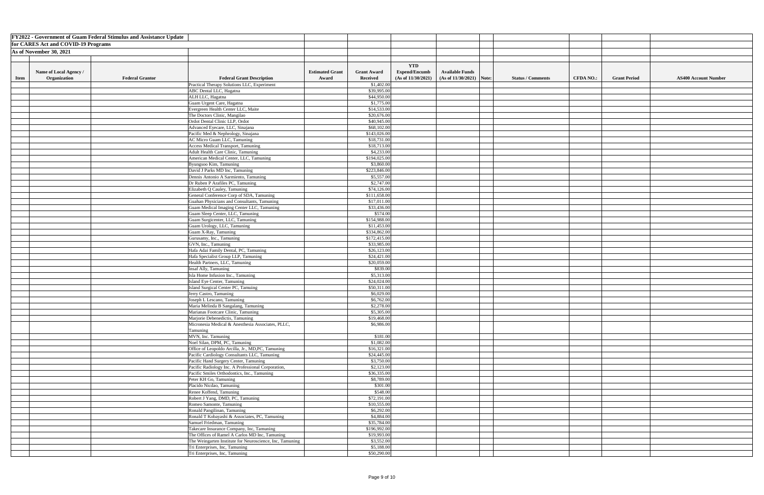**FY2022 - Government of Guam Federal Stimulus and Assistance Update for CARES Act and COVID-19 Programs**

**As of November 30, 2021**

| Item | Name of Local Agency / Organization | Federal Grantor | Federal Grant Description | Estimated Grant Award | Grant Award Received | YTD Expend/Encumb (As of 11/30/2021) | Available Funds (As of 11/30/2021) | Note: | Status / Comments | CFDA NO.: | Grant Period | AS400 Account Number |
|---|---|---|---|---|---|---|---|---|---|---|---|---|
| | | | Practical Therapy Solutions LLC, Experiment | | $1,402.00 | | | | | | | |
| | | | ABC Dental LLC, Hagatna | | $39,995.00 | | | | | | | |
| | | | ALH LLC, Hagatna | | $44,950.00 | | | | | | | |
| | | | Guam Urgent Care, Hagatna | | $1,775.00 | | | | | | | |
| | | | Evergreen Health Center LLC, Maite | | $14,533.00 | | | | | | | |
| | | | The Doctors Clinic, Mangilao | | $20,676.00 | | | | | | | |
| | | | Ordot Dental Clinic LLP, Ordot | | $40,945.00 | | | | | | | |
| | | | Advanced Eyecare, LLC, Sinajana | | $68,102.00 | | | | | | | |
| | | | Pacific Med & Nephrology, Sinajana | | $143,026.00 | | | | | | | |
| | | | AC Micro Guam LLC, Tamuning | | $18,731.00 | | | | | | | |
| | | | Access Medical Transport, Tamuning | | $18,713.00 | | | | | | | |
| | | | Adult Health Care Clinic, Tamuning | | $4,233.00 | | | | | | | |
| | | | American Medical Center, LLC, Tamuning | | $194,025.00 | | | | | | | |
| | | | Byungsoo Kim, Tamuning | | $3,860.00 | | | | | | | |
| | | | David J Parks MD Inc, Tamuning | | $223,846.00 | | | | | | | |
| | | | Dennis Antonio A Sarmiento, Tamuning | | $5,557.00 | | | | | | | |
| | | | Dr Ruben P Arafiles PC, Tamuning | | $2,747.00 | | | | | | | |
| | | | Elizabeth Q Cauley, Tamuning | | $74,126.00 | | | | | | | |
| | | | General Conference Corp of SDA, Tamuning | | $111,658.00 | | | | | | | |
| | | | Guahan Physicians and Consultants, Tamuning | | $17,011.00 | | | | | | | |
| | | | Guam Medical Imaging Center LLC, Tamuning | | $33,436.00 | | | | | | | |
| | | | Guam Sleep Center, LLC, Tamuning | | $574.00 | | | | | | | |
| | | | Guam Surgicenter, LLC, Tamuning | | $154,988.00 | | | | | | | |
| | | | Guam Urology, LLC, Tamuning | | $11,453.00 | | | | | | | |
| | | | Guam X-Ray, Tamuning | | $334,862.00 | | | | | | | |
| | | | Gurusamy, Inc., Tamuning | | $172,415.00 | | | | | | | |
| | | | GVN, Inc., Tamuning | | $33,985.00 | | | | | | | |
| | | | Hafa Adai Family Dental, PC, Tamuning | | $26,123.00 | | | | | | | |
| | | | Hafa Specialist Group LLP, Tamuning | | $24,421.00 | | | | | | | |
| | | | Health Partners, LLC, Tamuning | | $20,059.00 | | | | | | | |
| | | | Insaf Ally, Tamuning | | $839.00 | | | | | | | |
| | | | Isla Home Infusion Inc., Tamuning | | $5,313.00 | | | | | | | |
| | | | Island Eye Center, Tamuning | | $24,024.00 | | | | | | | |
| | | | Island Surgical Center PC, Tamuing | | $50,311.00 | | | | | | | |
| | | | Jerry Castro, Tamuning | | $6,029.00 | | | | | | | |
| | | | Joseph L Lescano, Tamuning | | $6,762.00 | | | | | | | |
| | | | Maria Melinda B Sangalang, Tamuning | | $2,278.00 | | | | | | | |
| | | | Marianas Footcare Clinic, Tamuning | | $5,305.00 | | | | | | | |
| | | | Marjorie Debenedictis, Tamuning | | $19,468.00 | | | | | | | |
| | | | Micronesia Medical & Anesthesia Associates, PLLC, Tamuning | | $6,986.00 | | | | | | | |
| | | | MVN, Inc. Tamuning | | $181.00 | | | | | | | |
| | | | Noel Silan, DPM, PC, Tamuning | | $1,082.00 | | | | | | | |
| | | | Office of Leopoldo Arcilla, Jr., MD,PC, Tamuning | | $16,321.00 | | | | | | | |
| | | | Pacific Cardiology Consultants LLC, Tamuning | | $24,445.00 | | | | | | | |
| | | | Pacific Hand Surgery Center, Tamuning | | $3,750.00 | | | | | | | |
| | | | Pacific Radiology Inc. A Professional Corporation, | | $2,123.00 | | | | | | | |
| | | | Pacific Smiles Orthodontics, Inc., Tamuning | | $36,335.00 | | | | | | | |
| | | | Peter KH Go, Tamuning | | $8,789.00 | | | | | | | |
| | | | Placido Nicdao, Tamuning | | $301.00 | | | | | | | |
| | | | Renee Koffend, Tamuning | | $548.00 | | | | | | | |
| | | | Robert J Yang, DMD, PC, Tamuning | | $72,191.00 | | | | | | | |
| | | | Romeo Samonte, Tamuning | | $10,555.00 | | | | | | | |
| | | | Ronald Pangilinan, Tamuning | | $6,292.00 | | | | | | | |
| | | | Ronald T Kobayashi & Associates, PC, Tamuning | | $4,884.00 | | | | | | | |
| | | | Samuel Friedman, Tamuning | | $35,784.00 | | | | | | | |
| | | | Takecare Insurance Company, Inc, Tamuning | | $196,992.00 | | | | | | | |
| | | | The Offices of Ramel A Carlos MD Inc, Tamuning | | $19,993.00 | | | | | | | |
| | | | The Weingarten Institute for Neuroscience, Inc, Tamuning | | $3,552.00 | | | | | | | |
| | | | Tri Enterprises, Inc, Tamuning | | $5,188.00 | | | | | | | |
| | | | Tri Enterprises, Inc, Tamuning | | $50,290.00 | | | | | | | |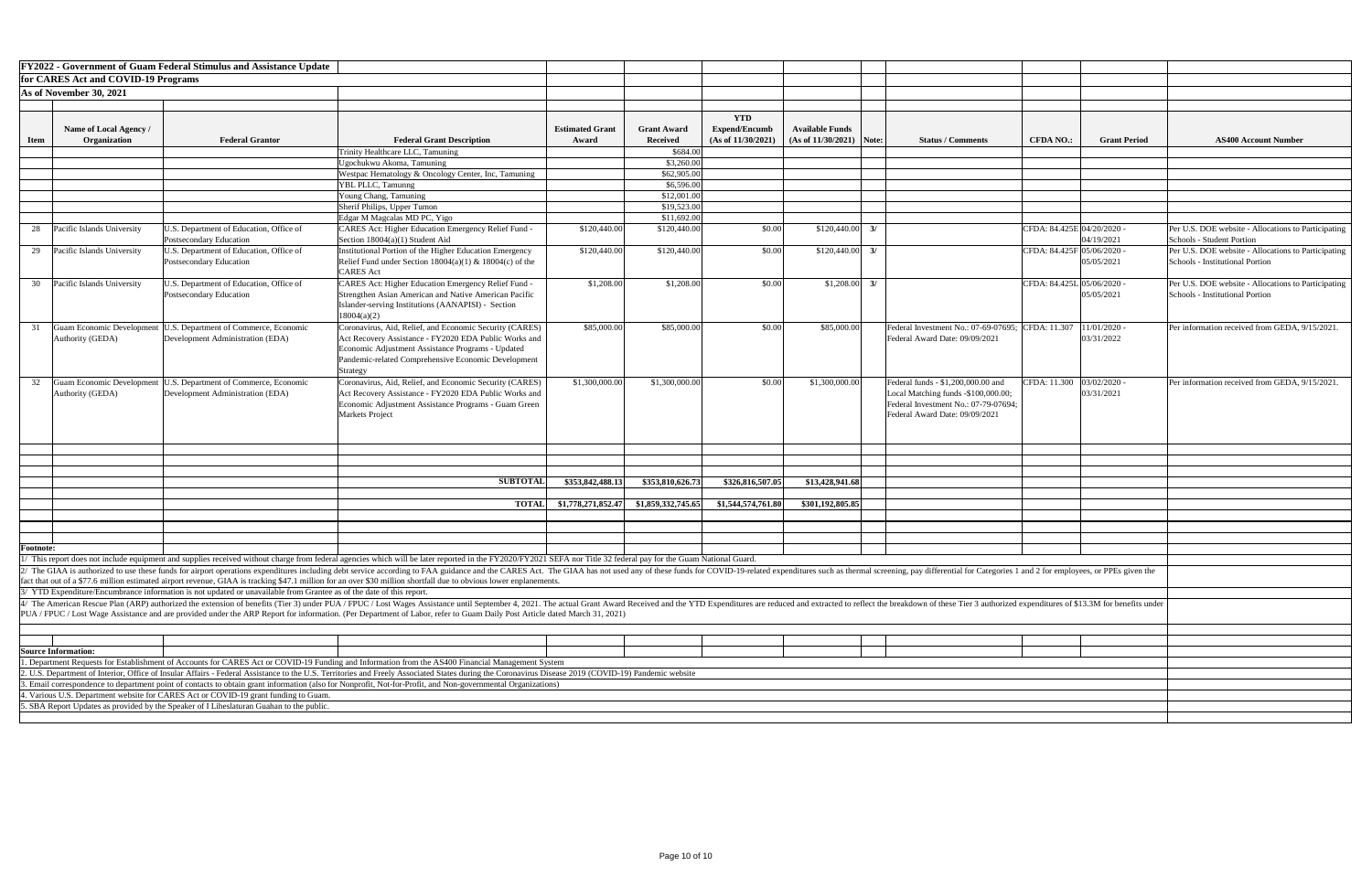**FY2022 - Government of Guam Federal Stimulus and Assistance Update**
**for CARES Act and COVID-19 Programs**
**As of November 30, 2021**

| Item | Name of Local Agency / Organization | Federal Grantor | Federal Grant Description | Estimated Grant Award | Grant Award Received | YTD Expend/Encumb (As of 11/30/2021) | Available Funds (As of 11/30/2021) | Note: | Status / Comments | CFDA NO.: | Grant Period | AS400 Account Number |
|---|---|---|---|---|---|---|---|---|---|---|---|---|
| | | | Trinity Healthcare LLC, Tamuning | | $684.00 | | | | | | | |
| | | | Ugochukwu Akoma, Tamuning | | $3,260.00 | | | | | | | |
| | | | Westpac Hematology & Oncology Center, Inc, Tamuning | | $62,905.00 | | | | | | | |
| | | | YBL PLLC, Tamunng | | $6,596.00 | | | | | | | |
| | | | Young Chang, Tamuning | | $12,001.00 | | | | | | | |
| | | | Sherif Philips, Upper Tumon | | $19,523.00 | | | | | | | |
| | | | Edgar M Magcalas MD PC, Yigo | | $11,692.00 | | | | | | | |
| 28 | Pacific Islands University | U.S. Department of Education, Office of Postsecondary Education | CARES Act: Higher Education Emergency Relief Fund - Section 18004(a)(1) Student Aid | $120,440.00 | $120,440.00 | $0.00 | $120,440.00 | 3/ | | CFDA: 84.425E | 04/20/2020 - 04/19/2021 | Per U.S. DOE website - Allocations to Participating Schools - Student Portion |
| 29 | Pacific Islands University | U.S. Department of Education, Office of Postsecondary Education | Institutional Portion of the Higher Education Emergency Relief Fund under Section 18004(a)(1) & 18004(c) of the CARES Act | $120,440.00 | $120,440.00 | $0.00 | $120,440.00 | 3/ | | CFDA: 84.425F | 05/06/2020 - 05/05/2021 | Per U.S. DOE website - Allocations to Participating Schools - Institutional Portion |
| 30 | Pacific Islands University | U.S. Department of Education, Office of Postsecondary Education | CARES Act: Higher Education Emergency Relief Fund - Strengthen Asian American and Native American Pacific Islander-serving Institutions (AANAPISI) - Section 18004(a)(2) | $1,208.00 | $1,208.00 | $0.00 | $1,208.00 | 3/ | | CFDA: 84.425L | 05/06/2020 - 05/05/2021 | Per U.S. DOE website - Allocations to Participating Schools - Institutional Portion |
| 31 | Guam Economic Development Authority (GEDA) | U.S. Department of Commerce, Economic Development Administration (EDA) | Coronavirus, Aid, Relief, and Economic Security (CARES) Act Recovery Assistance - FY2020 EDA Public Works and Economic Adjustment Assistance Programs - Updated Pandemic-related Comprehensive Economic Development Strategy | $85,000.00 | $85,000.00 | $0.00 | $85,000.00 | | Federal Investment No.: 07-69-07695; Federal Award Date: 09/09/2021 | CFDA: 11.307 | 11/01/2020 - 03/31/2022 | Per information received from GEDA, 9/15/2021. |
| 32 | Guam Economic Development Authority (GEDA) | U.S. Department of Commerce, Economic Development Administration (EDA) | Coronavirus, Aid, Relief, and Economic Security (CARES) Act Recovery Assistance - FY2020 EDA Public Works and Economic Adjustment Assistance Programs - Guam Green Markets Project | $1,300,000.00 | $1,300,000.00 | $0.00 | $1,300,000.00 | | Federal funds - $1,200,000.00 and Local Matching funds -$100,000.00; Federal Investment No.: 07-79-07694; Federal Award Date: 09/09/2021 | CFDA: 11.300 | 03/02/2020 - 03/31/2021 | Per information received from GEDA, 9/15/2021. |
| | | | **SUBTOTAL** | **$353,842,488.13** | **$353,810,626.73** | **$326,816,507.05** | **$13,428,941.68** | | | | | |
| | | | **TOTAL** | **$1,778,271,852.47** | **$1,859,332,745.65** | **$1,544,574,761.80** | **$301,192,805.85** | | | | | |

**Footnote:**

1/ This report does not include equipment and supplies received without charge from federal agencies which will be later reported in the FY2020/FY2021 SEFA nor Title 32 federal pay for the Guam National Guard.

2/ The GIAA is authorized to use these funds for airport operations expenditures including debt service according to FAA guidance and the CARES Act. The GIAA has not used any of these funds for COVID-19-related expenditures such as thermal screening, pay differential for Categories 1 and 2 for employees, or PPEs given the fact that out of a $77.6 million estimated airport revenue, GIAA is tracking $47.1 million for an over $30 million shortfall due to obvious lower enplanements.

3/ YTD Expenditure/Encumbrance information is not updated or unavailable from Grantee as of the date of this report.

4/ The American Rescue Plan (ARP) authorized the extension of benefits (Tier 3) under PUA / FPUC / Lost Wages Assistance until September 4, 2021. The actual Grant Award Received and the YTD Expenditures are reduced and extracted to reflect the breakdown of these Tier 3 authorized expenditures of $13.3M for benefits under PUA / FPUC / Lost Wage Assistance and are provided under the ARP Report for information. (Per Department of Labor, refer to Guam Daily Post Article dated March 31, 2021)

**Source Information:**

1. Department Requests for Establishment of Accounts for CARES Act or COVID-19 Funding and Information from the AS400 Financial Management System
2. U.S. Department of Interior, Office of Insular Affairs - Federal Assistance to the U.S. Territories and Freely Associated States during the Coronavirus Disease 2019 (COVID-19) Pandemic website
3. Email correspondence to department point of contacts to obtain grant information (also for Nonprofit, Not-for-Profit, and Non-governmental Organizations)
4. Various U.S. Department website for CARES Act or COVID-19 grant funding to Guam.
5. SBA Report Updates as provided by the Speaker of I Liheslaturan Guahan to the public.